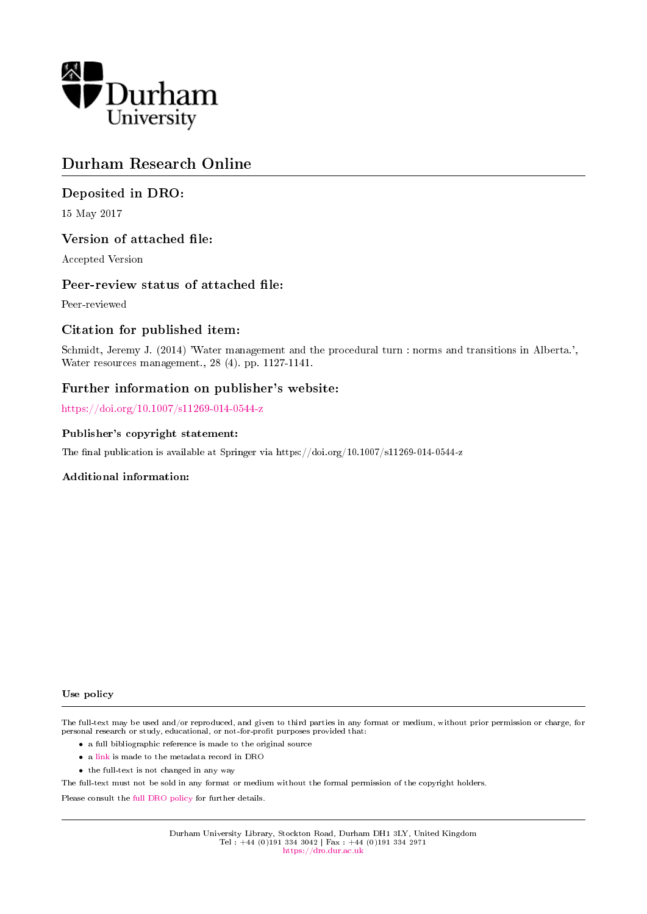Durham University

# Durham Research Online

## Deposited in DRO:

15 May 2017

## Version of attached file:

Accepted Version

## Peer-review status of attached file:

Peer-reviewed

## Citation for published item:

Schmidt, Jeremy J. (2014) 'Water management and the procedural turn : norms and transitions in Alberta.', Water resources management., 28 (4). pp. 1127-1141.

## Further information on publisher's website:

https://doi.org/10.1007/s11269-014-0544-z

### Publisher's copyright statement:

The final publication is available at Springer via https://doi.org/10.1007/s11269-014-0544-z

### Additional information:

### Use policy

The full-text may be used and/or reproduced, and given to third parties in any format or medium, without prior permission or charge, for personal research or study, educational, or not-for-profit purposes provided that:

- a full bibliographic reference is made to the original source
- a link is made to the metadata record in DRO
- the full-text is not changed in any way

The full-text must not be sold in any format or medium without the formal permission of the copyright holders.

Please consult the full DRO policy for further details.

Durham University Library, Stockton Road, Durham DH1 3LY, United Kingdom
Tel : +44 (0)191 334 3042 | Fax : +44 (0)191 334 2971
https://dro.dur.ac.uk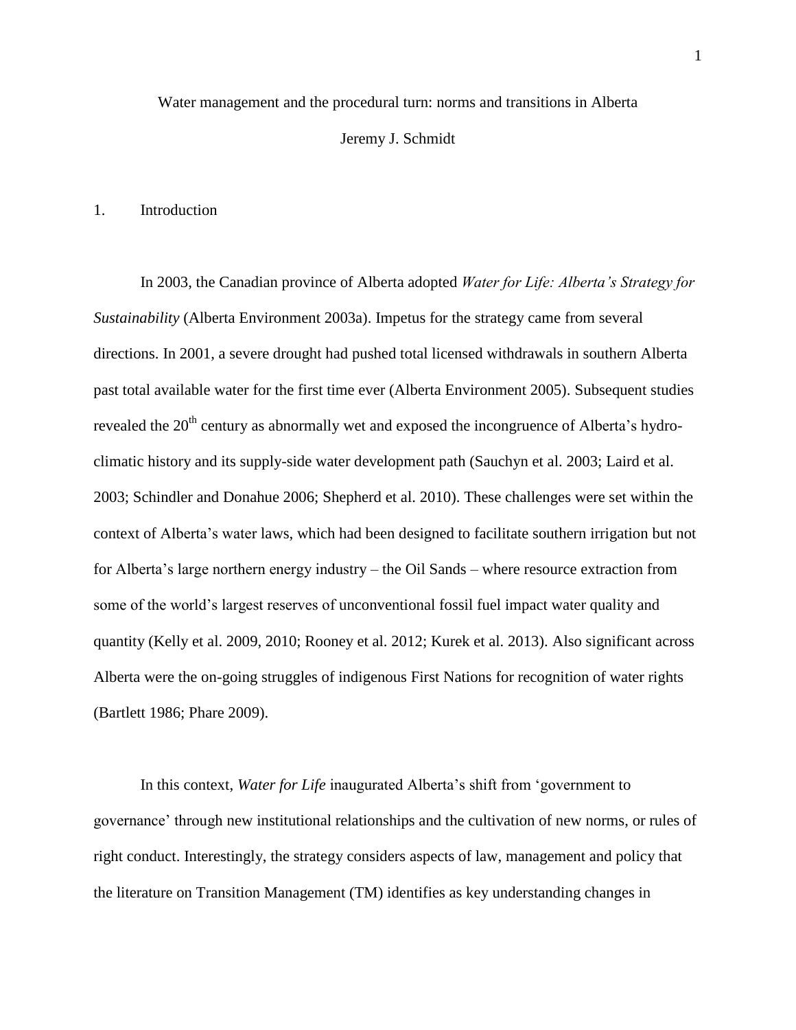Water management and the procedural turn: norms and transitions in Alberta

Jeremy J. Schmidt

## 1. Introduction

In 2003, the Canadian province of Alberta adopted *Water for Life: Alberta's Strategy for Sustainability* (Alberta Environment 2003a). Impetus for the strategy came from several directions. In 2001, a severe drought had pushed total licensed withdrawals in southern Alberta past total available water for the first time ever (Alberta Environment 2005). Subsequent studies revealed the 20th century as abnormally wet and exposed the incongruence of Alberta's hydro-climatic history and its supply-side water development path (Sauchyn et al. 2003; Laird et al. 2003; Schindler and Donahue 2006; Shepherd et al. 2010). These challenges were set within the context of Alberta's water laws, which had been designed to facilitate southern irrigation but not for Alberta's large northern energy industry – the Oil Sands – where resource extraction from some of the world's largest reserves of unconventional fossil fuel impact water quality and quantity (Kelly et al. 2009, 2010; Rooney et al. 2012; Kurek et al. 2013). Also significant across Alberta were the on-going struggles of indigenous First Nations for recognition of water rights (Bartlett 1986; Phare 2009).

In this context, *Water for Life* inaugurated Alberta's shift from 'government to governance' through new institutional relationships and the cultivation of new norms, or rules of right conduct. Interestingly, the strategy considers aspects of law, management and policy that the literature on Transition Management (TM) identifies as key understanding changes in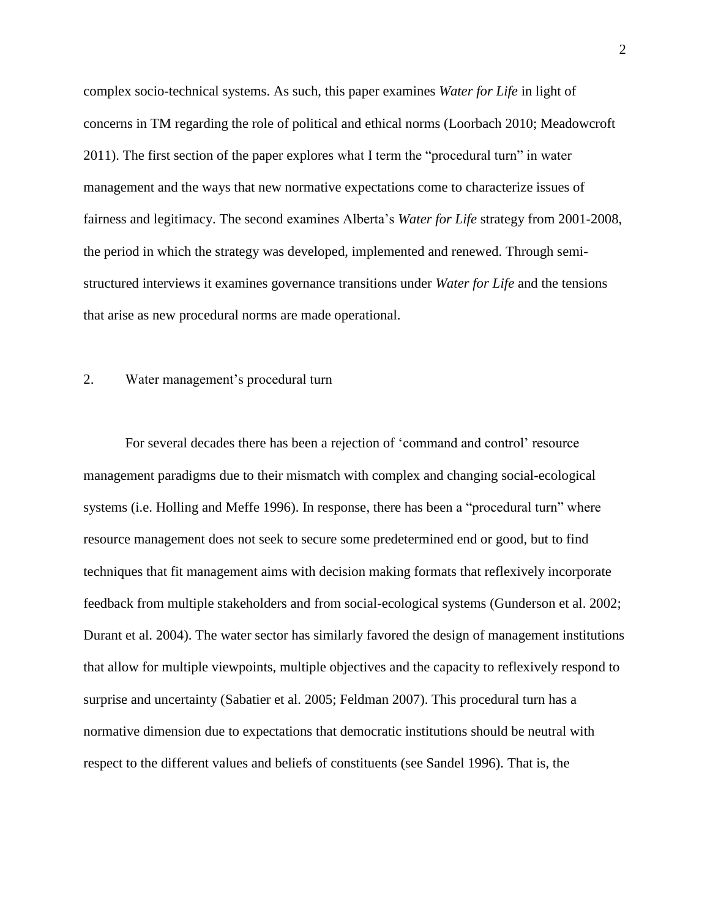complex socio-technical systems. As such, this paper examines *Water for Life* in light of concerns in TM regarding the role of political and ethical norms (Loorbach 2010; Meadowcroft 2011). The first section of the paper explores what I term the "procedural turn" in water management and the ways that new normative expectations come to characterize issues of fairness and legitimacy. The second examines Alberta's *Water for Life* strategy from 2001-2008, the period in which the strategy was developed, implemented and renewed. Through semi-structured interviews it examines governance transitions under *Water for Life* and the tensions that arise as new procedural norms are made operational.

## 2. Water management's procedural turn

For several decades there has been a rejection of 'command and control' resource management paradigms due to their mismatch with complex and changing social-ecological systems (i.e. Holling and Meffe 1996). In response, there has been a "procedural turn" where resource management does not seek to secure some predetermined end or good, but to find techniques that fit management aims with decision making formats that reflexively incorporate feedback from multiple stakeholders and from social-ecological systems (Gunderson et al. 2002; Durant et al. 2004). The water sector has similarly favored the design of management institutions that allow for multiple viewpoints, multiple objectives and the capacity to reflexively respond to surprise and uncertainty (Sabatier et al. 2005; Feldman 2007). This procedural turn has a normative dimension due to expectations that democratic institutions should be neutral with respect to the different values and beliefs of constituents (see Sandel 1996). That is, the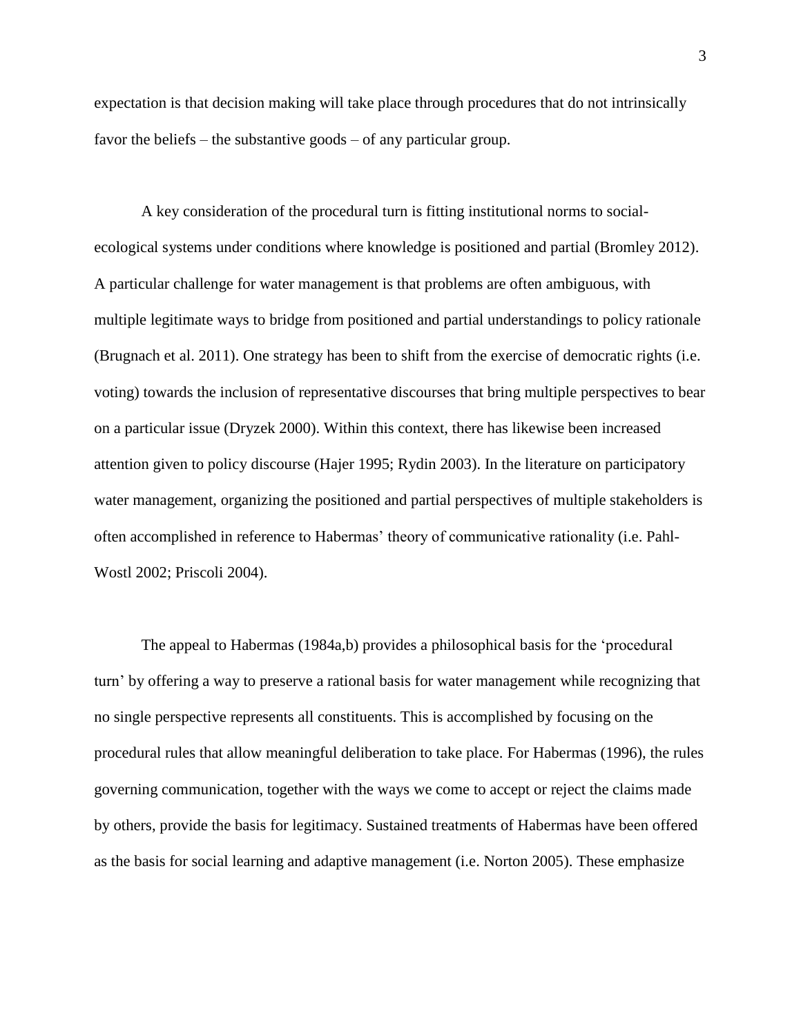expectation is that decision making will take place through procedures that do not intrinsically favor the beliefs – the substantive goods – of any particular group.

A key consideration of the procedural turn is fitting institutional norms to social-ecological systems under conditions where knowledge is positioned and partial (Bromley 2012). A particular challenge for water management is that problems are often ambiguous, with multiple legitimate ways to bridge from positioned and partial understandings to policy rationale (Brugnach et al. 2011). One strategy has been to shift from the exercise of democratic rights (i.e. voting) towards the inclusion of representative discourses that bring multiple perspectives to bear on a particular issue (Dryzek 2000). Within this context, there has likewise been increased attention given to policy discourse (Hajer 1995; Rydin 2003). In the literature on participatory water management, organizing the positioned and partial perspectives of multiple stakeholders is often accomplished in reference to Habermas' theory of communicative rationality (i.e. Pahl-Wostl 2002; Priscoli 2004).

The appeal to Habermas (1984a,b) provides a philosophical basis for the 'procedural turn' by offering a way to preserve a rational basis for water management while recognizing that no single perspective represents all constituents. This is accomplished by focusing on the procedural rules that allow meaningful deliberation to take place. For Habermas (1996), the rules governing communication, together with the ways we come to accept or reject the claims made by others, provide the basis for legitimacy. Sustained treatments of Habermas have been offered as the basis for social learning and adaptive management (i.e. Norton 2005). These emphasize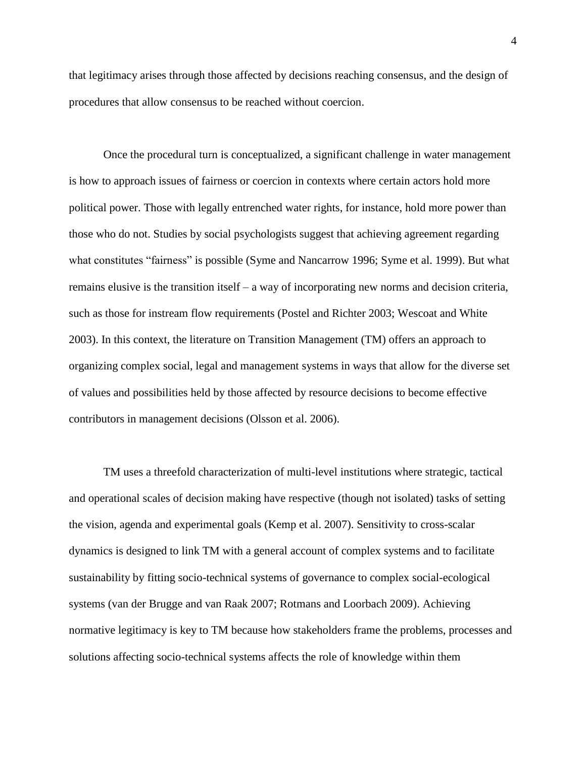that legitimacy arises through those affected by decisions reaching consensus, and the design of procedures that allow consensus to be reached without coercion.

Once the procedural turn is conceptualized, a significant challenge in water management is how to approach issues of fairness or coercion in contexts where certain actors hold more political power. Those with legally entrenched water rights, for instance, hold more power than those who do not. Studies by social psychologists suggest that achieving agreement regarding what constitutes "fairness" is possible (Syme and Nancarrow 1996; Syme et al. 1999). But what remains elusive is the transition itself – a way of incorporating new norms and decision criteria, such as those for instream flow requirements (Postel and Richter 2003; Wescoat and White 2003). In this context, the literature on Transition Management (TM) offers an approach to organizing complex social, legal and management systems in ways that allow for the diverse set of values and possibilities held by those affected by resource decisions to become effective contributors in management decisions (Olsson et al. 2006).

TM uses a threefold characterization of multi-level institutions where strategic, tactical and operational scales of decision making have respective (though not isolated) tasks of setting the vision, agenda and experimental goals (Kemp et al. 2007). Sensitivity to cross-scalar dynamics is designed to link TM with a general account of complex systems and to facilitate sustainability by fitting socio-technical systems of governance to complex social-ecological systems (van der Brugge and van Raak 2007; Rotmans and Loorbach 2009). Achieving normative legitimacy is key to TM because how stakeholders frame the problems, processes and solutions affecting socio-technical systems affects the role of knowledge within them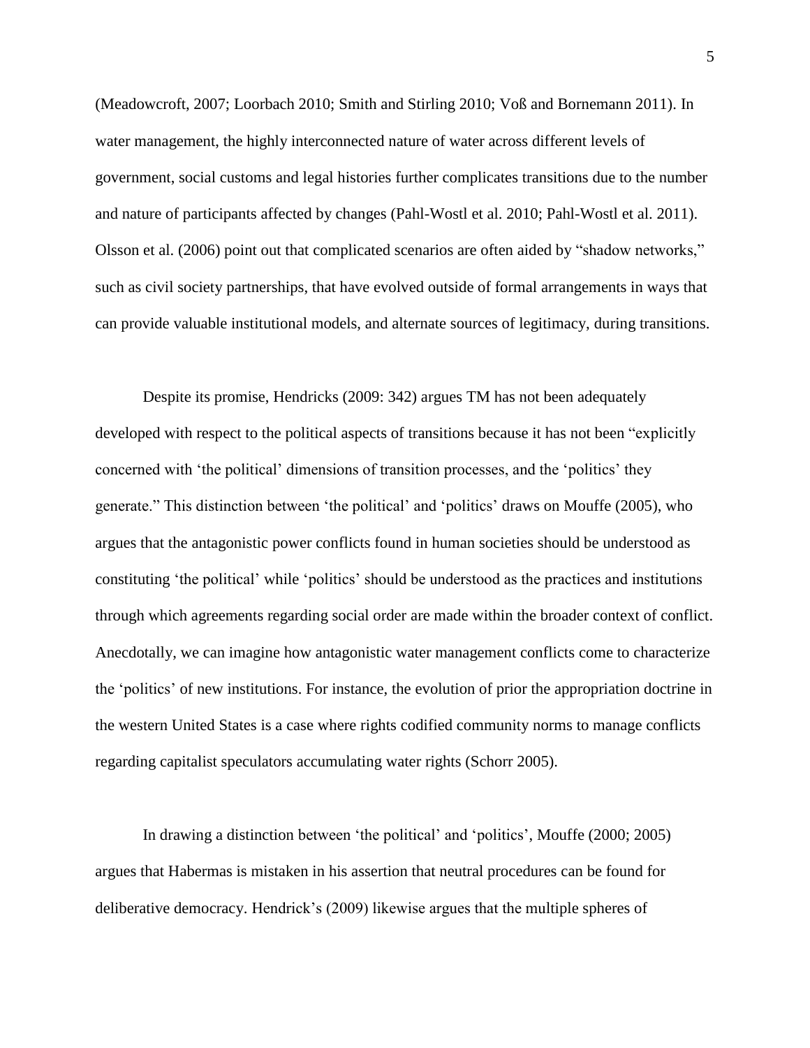(Meadowcroft, 2007; Loorbach 2010; Smith and Stirling 2010; Voß and Bornemann 2011). In water management, the highly interconnected nature of water across different levels of government, social customs and legal histories further complicates transitions due to the number and nature of participants affected by changes (Pahl-Wostl et al. 2010; Pahl-Wostl et al. 2011). Olsson et al. (2006) point out that complicated scenarios are often aided by "shadow networks," such as civil society partnerships, that have evolved outside of formal arrangements in ways that can provide valuable institutional models, and alternate sources of legitimacy, during transitions.

Despite its promise, Hendricks (2009: 342) argues TM has not been adequately developed with respect to the political aspects of transitions because it has not been "explicitly concerned with 'the political' dimensions of transition processes, and the 'politics' they generate." This distinction between 'the political' and 'politics' draws on Mouffe (2005), who argues that the antagonistic power conflicts found in human societies should be understood as constituting 'the political' while 'politics' should be understood as the practices and institutions through which agreements regarding social order are made within the broader context of conflict. Anecdotally, we can imagine how antagonistic water management conflicts come to characterize the 'politics' of new institutions. For instance, the evolution of prior the appropriation doctrine in the western United States is a case where rights codified community norms to manage conflicts regarding capitalist speculators accumulating water rights (Schorr 2005).

In drawing a distinction between 'the political' and 'politics', Mouffe (2000; 2005) argues that Habermas is mistaken in his assertion that neutral procedures can be found for deliberative democracy. Hendrick's (2009) likewise argues that the multiple spheres of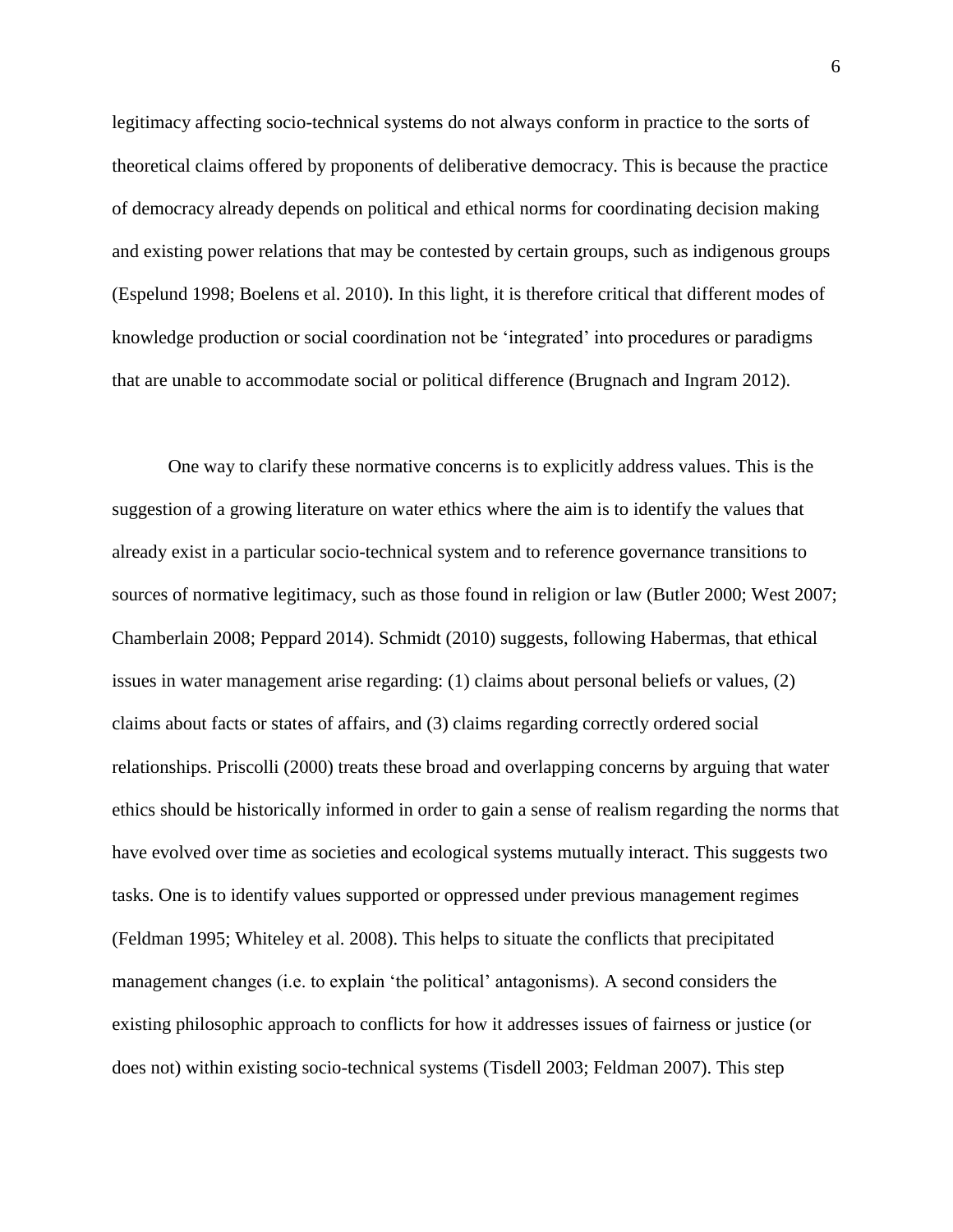legitimacy affecting socio-technical systems do not always conform in practice to the sorts of theoretical claims offered by proponents of deliberative democracy. This is because the practice of democracy already depends on political and ethical norms for coordinating decision making and existing power relations that may be contested by certain groups, such as indigenous groups (Espelund 1998; Boelens et al. 2010). In this light, it is therefore critical that different modes of knowledge production or social coordination not be 'integrated' into procedures or paradigms that are unable to accommodate social or political difference (Brugnach and Ingram 2012).

One way to clarify these normative concerns is to explicitly address values. This is the suggestion of a growing literature on water ethics where the aim is to identify the values that already exist in a particular socio-technical system and to reference governance transitions to sources of normative legitimacy, such as those found in religion or law (Butler 2000; West 2007; Chamberlain 2008; Peppard 2014). Schmidt (2010) suggests, following Habermas, that ethical issues in water management arise regarding: (1) claims about personal beliefs or values, (2) claims about facts or states of affairs, and (3) claims regarding correctly ordered social relationships. Priscolli (2000) treats these broad and overlapping concerns by arguing that water ethics should be historically informed in order to gain a sense of realism regarding the norms that have evolved over time as societies and ecological systems mutually interact. This suggests two tasks. One is to identify values supported or oppressed under previous management regimes (Feldman 1995; Whiteley et al. 2008). This helps to situate the conflicts that precipitated management changes (i.e. to explain 'the political' antagonisms). A second considers the existing philosophic approach to conflicts for how it addresses issues of fairness or justice (or does not) within existing socio-technical systems (Tisdell 2003; Feldman 2007). This step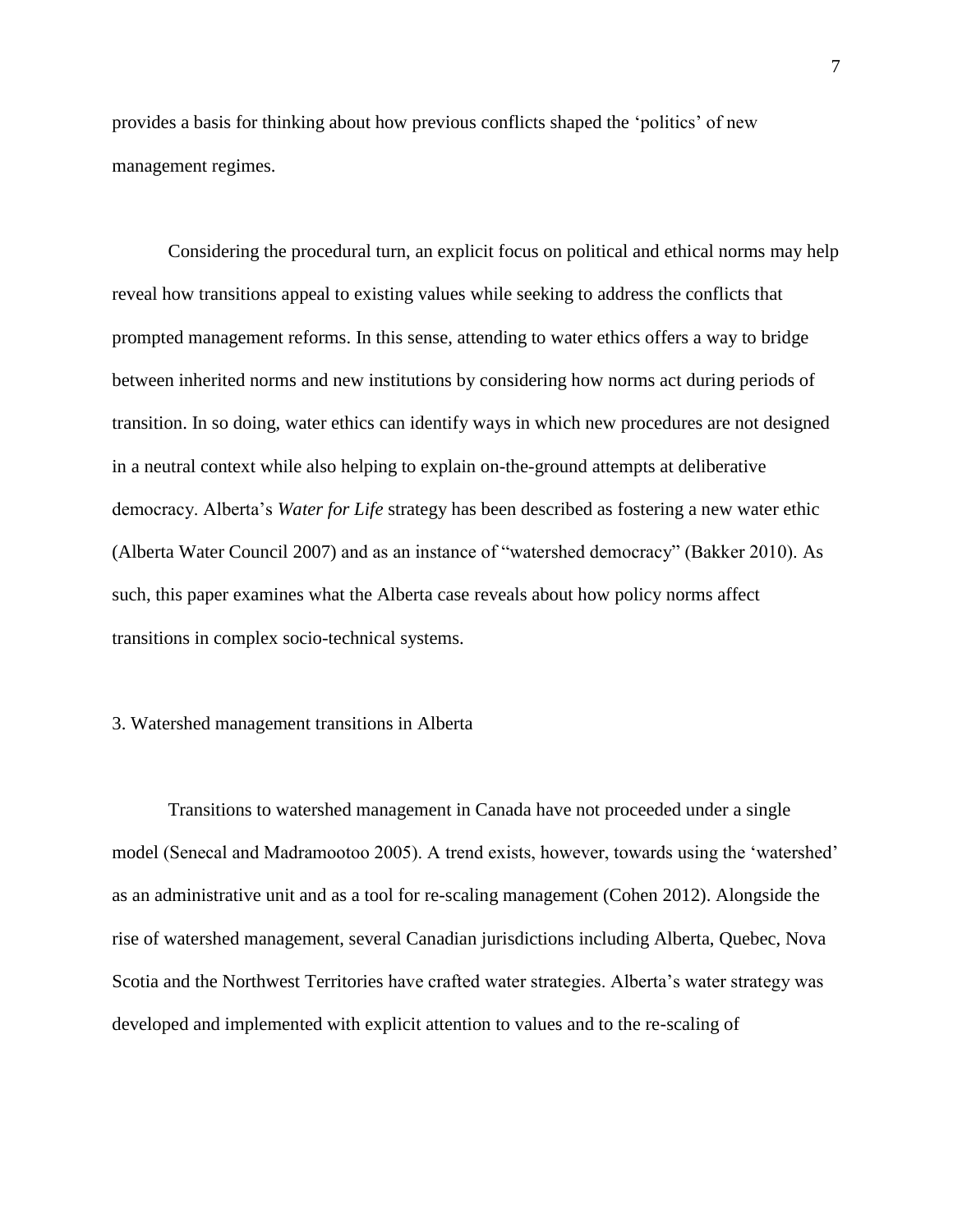provides a basis for thinking about how previous conflicts shaped the 'politics' of new management regimes.

Considering the procedural turn, an explicit focus on political and ethical norms may help reveal how transitions appeal to existing values while seeking to address the conflicts that prompted management reforms. In this sense, attending to water ethics offers a way to bridge between inherited norms and new institutions by considering how norms act during periods of transition. In so doing, water ethics can identify ways in which new procedures are not designed in a neutral context while also helping to explain on-the-ground attempts at deliberative democracy. Alberta's *Water for Life* strategy has been described as fostering a new water ethic (Alberta Water Council 2007) and as an instance of "watershed democracy" (Bakker 2010). As such, this paper examines what the Alberta case reveals about how policy norms affect transitions in complex socio-technical systems.

## 3. Watershed management transitions in Alberta

Transitions to watershed management in Canada have not proceeded under a single model (Senecal and Madramootoo 2005). A trend exists, however, towards using the 'watershed' as an administrative unit and as a tool for re-scaling management (Cohen 2012). Alongside the rise of watershed management, several Canadian jurisdictions including Alberta, Quebec, Nova Scotia and the Northwest Territories have crafted water strategies. Alberta's water strategy was developed and implemented with explicit attention to values and to the re-scaling of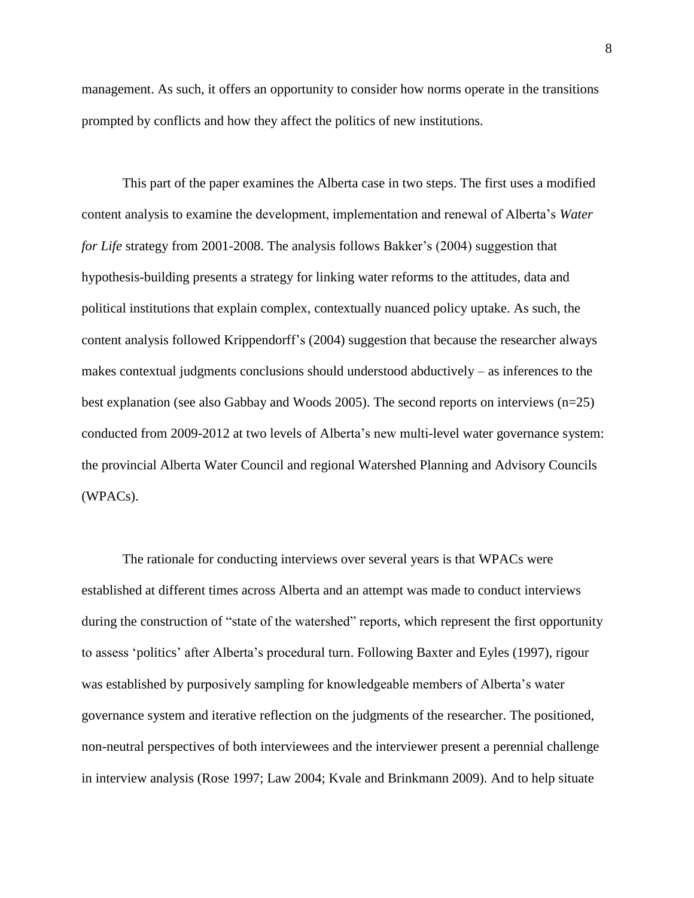management. As such, it offers an opportunity to consider how norms operate in the transitions prompted by conflicts and how they affect the politics of new institutions.

This part of the paper examines the Alberta case in two steps. The first uses a modified content analysis to examine the development, implementation and renewal of Alberta's *Water for Life* strategy from 2001-2008. The analysis follows Bakker's (2004) suggestion that hypothesis-building presents a strategy for linking water reforms to the attitudes, data and political institutions that explain complex, contextually nuanced policy uptake. As such, the content analysis followed Krippendorff's (2004) suggestion that because the researcher always makes contextual judgments conclusions should understood abductively – as inferences to the best explanation (see also Gabbay and Woods 2005). The second reports on interviews (n=25) conducted from 2009-2012 at two levels of Alberta's new multi-level water governance system: the provincial Alberta Water Council and regional Watershed Planning and Advisory Councils (WPACs).

The rationale for conducting interviews over several years is that WPACs were established at different times across Alberta and an attempt was made to conduct interviews during the construction of "state of the watershed" reports, which represent the first opportunity to assess 'politics' after Alberta's procedural turn. Following Baxter and Eyles (1997), rigour was established by purposively sampling for knowledgeable members of Alberta's water governance system and iterative reflection on the judgments of the researcher. The positioned, non-neutral perspectives of both interviewees and the interviewer present a perennial challenge in interview analysis (Rose 1997; Law 2004; Kvale and Brinkmann 2009). And to help situate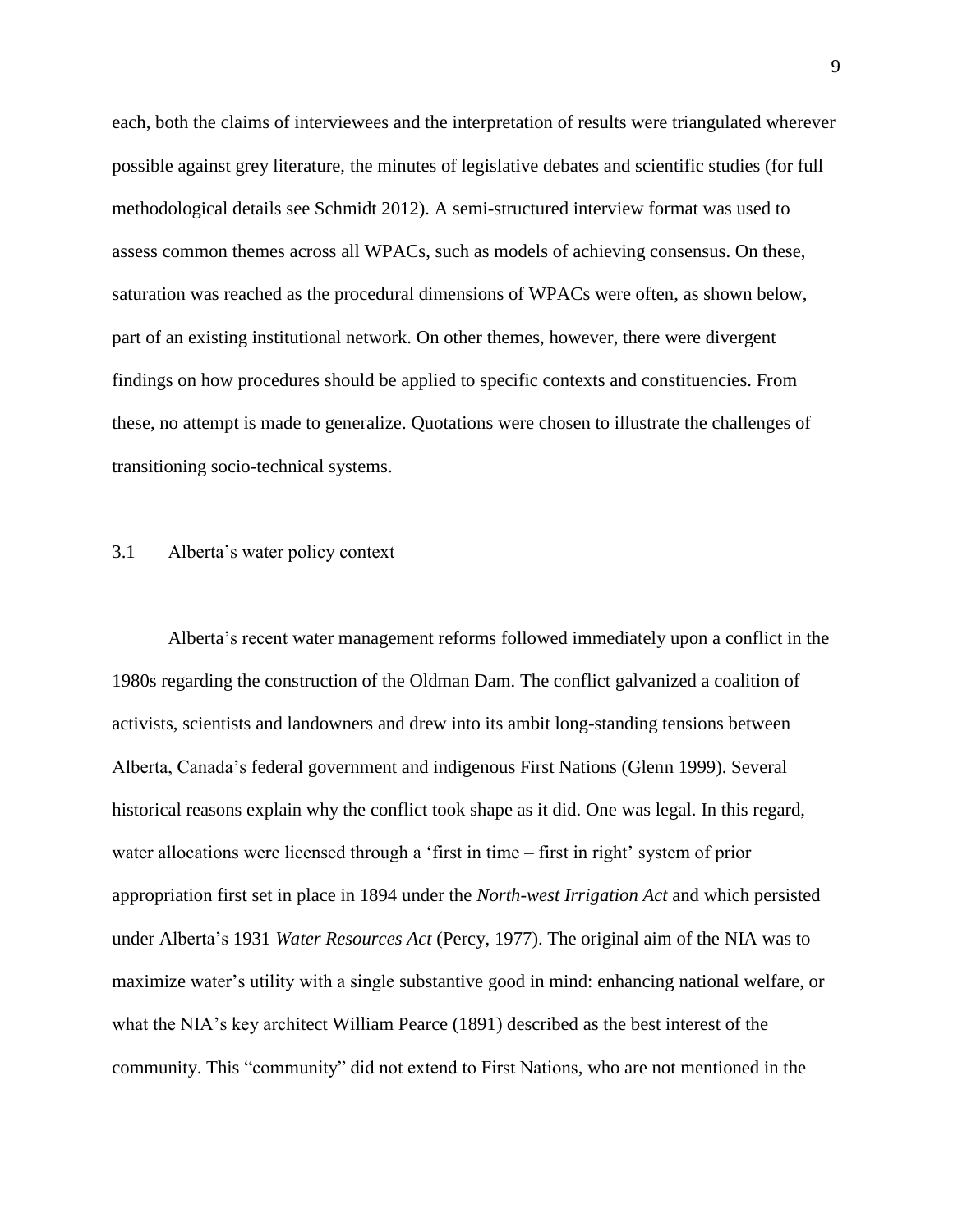each, both the claims of interviewees and the interpretation of results were triangulated wherever possible against grey literature, the minutes of legislative debates and scientific studies (for full methodological details see Schmidt 2012). A semi-structured interview format was used to assess common themes across all WPACs, such as models of achieving consensus. On these, saturation was reached as the procedural dimensions of WPACs were often, as shown below, part of an existing institutional network. On other themes, however, there were divergent findings on how procedures should be applied to specific contexts and constituencies. From these, no attempt is made to generalize. Quotations were chosen to illustrate the challenges of transitioning socio-technical systems.

### 3.1 Alberta's water policy context

Alberta's recent water management reforms followed immediately upon a conflict in the 1980s regarding the construction of the Oldman Dam. The conflict galvanized a coalition of activists, scientists and landowners and drew into its ambit long-standing tensions between Alberta, Canada's federal government and indigenous First Nations (Glenn 1999). Several historical reasons explain why the conflict took shape as it did. One was legal. In this regard, water allocations were licensed through a 'first in time – first in right' system of prior appropriation first set in place in 1894 under the *North-west Irrigation Act* and which persisted under Alberta's 1931 *Water Resources Act* (Percy, 1977). The original aim of the NIA was to maximize water's utility with a single substantive good in mind: enhancing national welfare, or what the NIA's key architect William Pearce (1891) described as the best interest of the community. This "community" did not extend to First Nations, who are not mentioned in the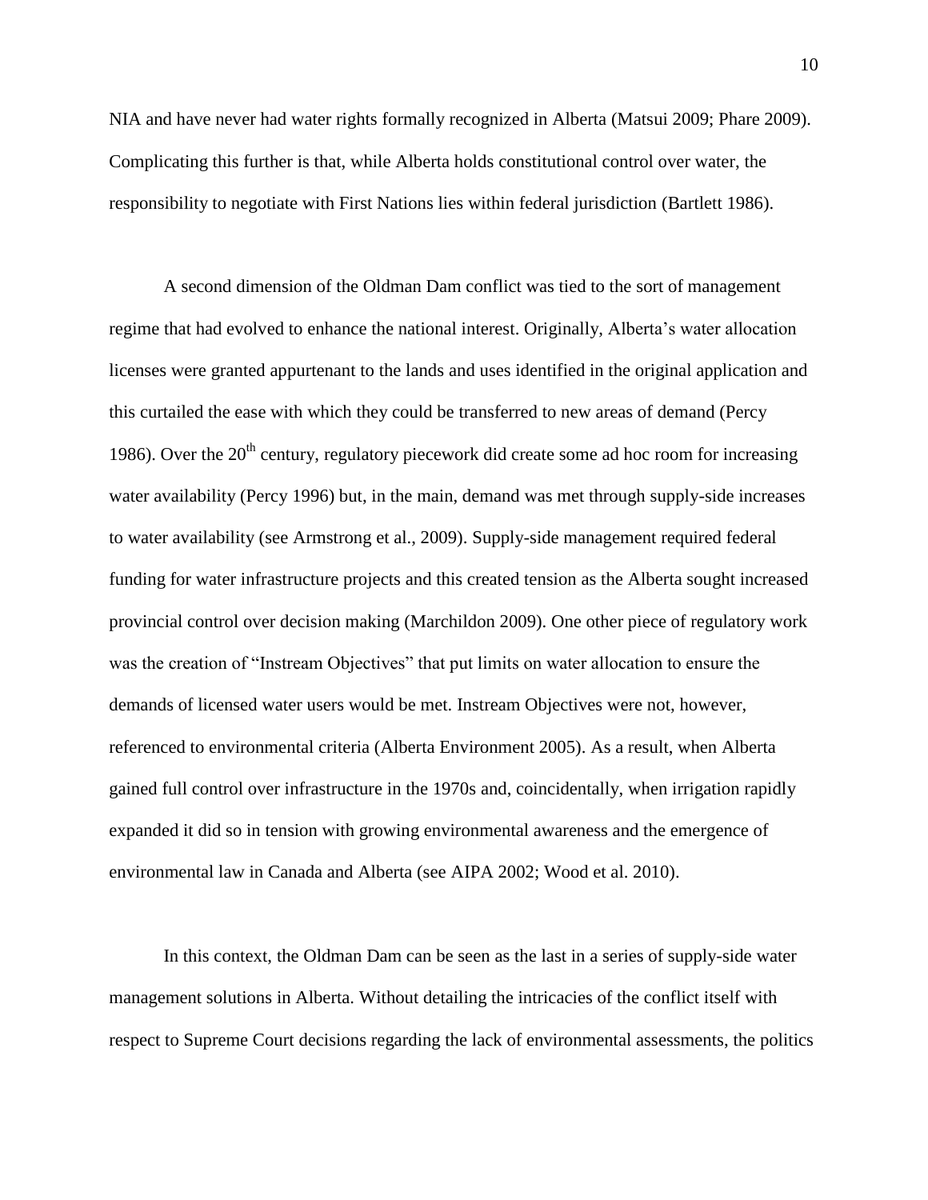NIA and have never had water rights formally recognized in Alberta (Matsui 2009; Phare 2009). Complicating this further is that, while Alberta holds constitutional control over water, the responsibility to negotiate with First Nations lies within federal jurisdiction (Bartlett 1986).

A second dimension of the Oldman Dam conflict was tied to the sort of management regime that had evolved to enhance the national interest. Originally, Alberta's water allocation licenses were granted appurtenant to the lands and uses identified in the original application and this curtailed the ease with which they could be transferred to new areas of demand (Percy 1986). Over the 20th century, regulatory piecework did create some ad hoc room for increasing water availability (Percy 1996) but, in the main, demand was met through supply-side increases to water availability (see Armstrong et al., 2009). Supply-side management required federal funding for water infrastructure projects and this created tension as the Alberta sought increased provincial control over decision making (Marchildon 2009). One other piece of regulatory work was the creation of "Instream Objectives" that put limits on water allocation to ensure the demands of licensed water users would be met. Instream Objectives were not, however, referenced to environmental criteria (Alberta Environment 2005). As a result, when Alberta gained full control over infrastructure in the 1970s and, coincidentally, when irrigation rapidly expanded it did so in tension with growing environmental awareness and the emergence of environmental law in Canada and Alberta (see AIPA 2002; Wood et al. 2010).

In this context, the Oldman Dam can be seen as the last in a series of supply-side water management solutions in Alberta. Without detailing the intricacies of the conflict itself with respect to Supreme Court decisions regarding the lack of environmental assessments, the politics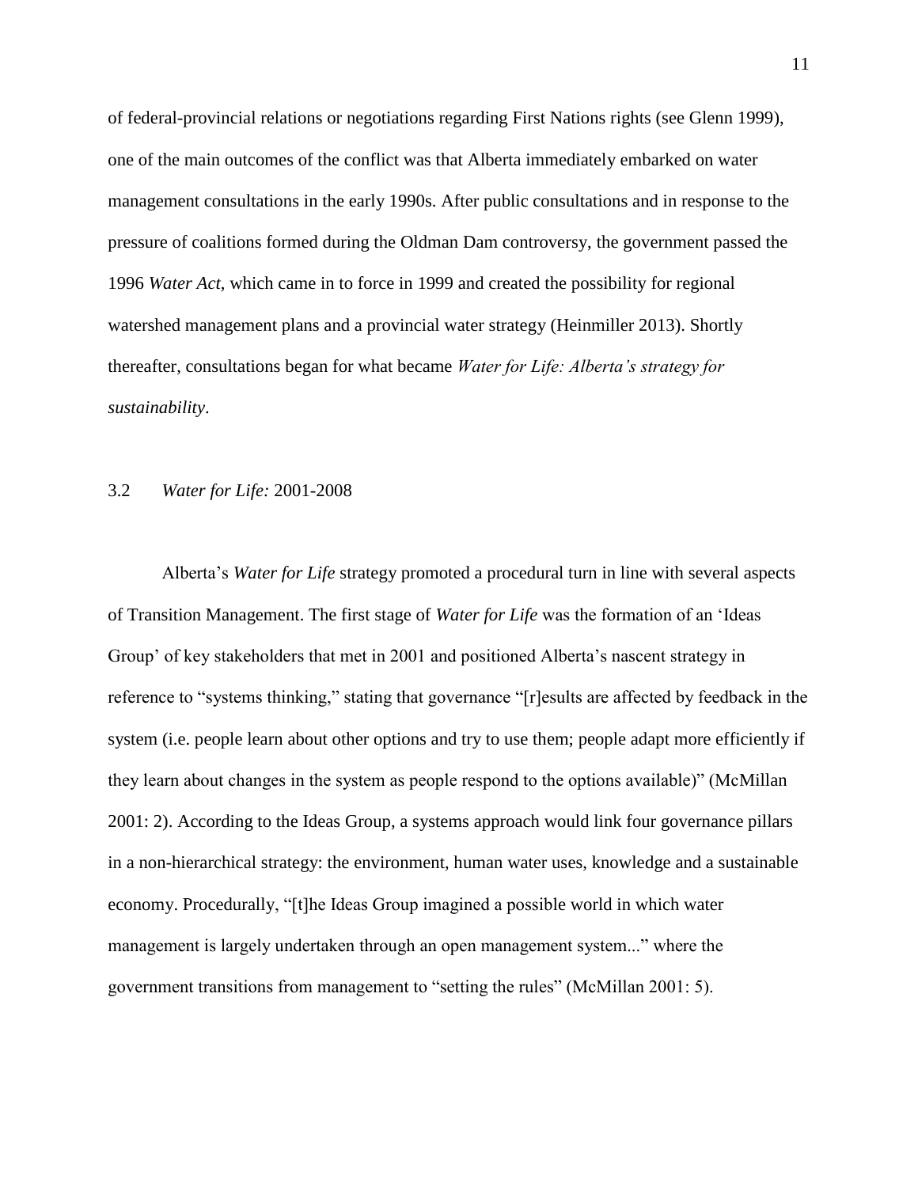of federal-provincial relations or negotiations regarding First Nations rights (see Glenn 1999), one of the main outcomes of the conflict was that Alberta immediately embarked on water management consultations in the early 1990s. After public consultations and in response to the pressure of coalitions formed during the Oldman Dam controversy, the government passed the 1996 *Water Act*, which came in to force in 1999 and created the possibility for regional watershed management plans and a provincial water strategy (Heinmiller 2013). Shortly thereafter, consultations began for what became *Water for Life: Alberta's strategy for sustainability*.

### 3.2 *Water for Life:* 2001-2008

Alberta's *Water for Life* strategy promoted a procedural turn in line with several aspects of Transition Management. The first stage of *Water for Life* was the formation of an 'Ideas Group' of key stakeholders that met in 2001 and positioned Alberta's nascent strategy in reference to "systems thinking," stating that governance "[r]esults are affected by feedback in the system (i.e. people learn about other options and try to use them; people adapt more efficiently if they learn about changes in the system as people respond to the options available)" (McMillan 2001: 2). According to the Ideas Group, a systems approach would link four governance pillars in a non-hierarchical strategy: the environment, human water uses, knowledge and a sustainable economy. Procedurally, "[t]he Ideas Group imagined a possible world in which water management is largely undertaken through an open management system..." where the government transitions from management to "setting the rules" (McMillan 2001: 5).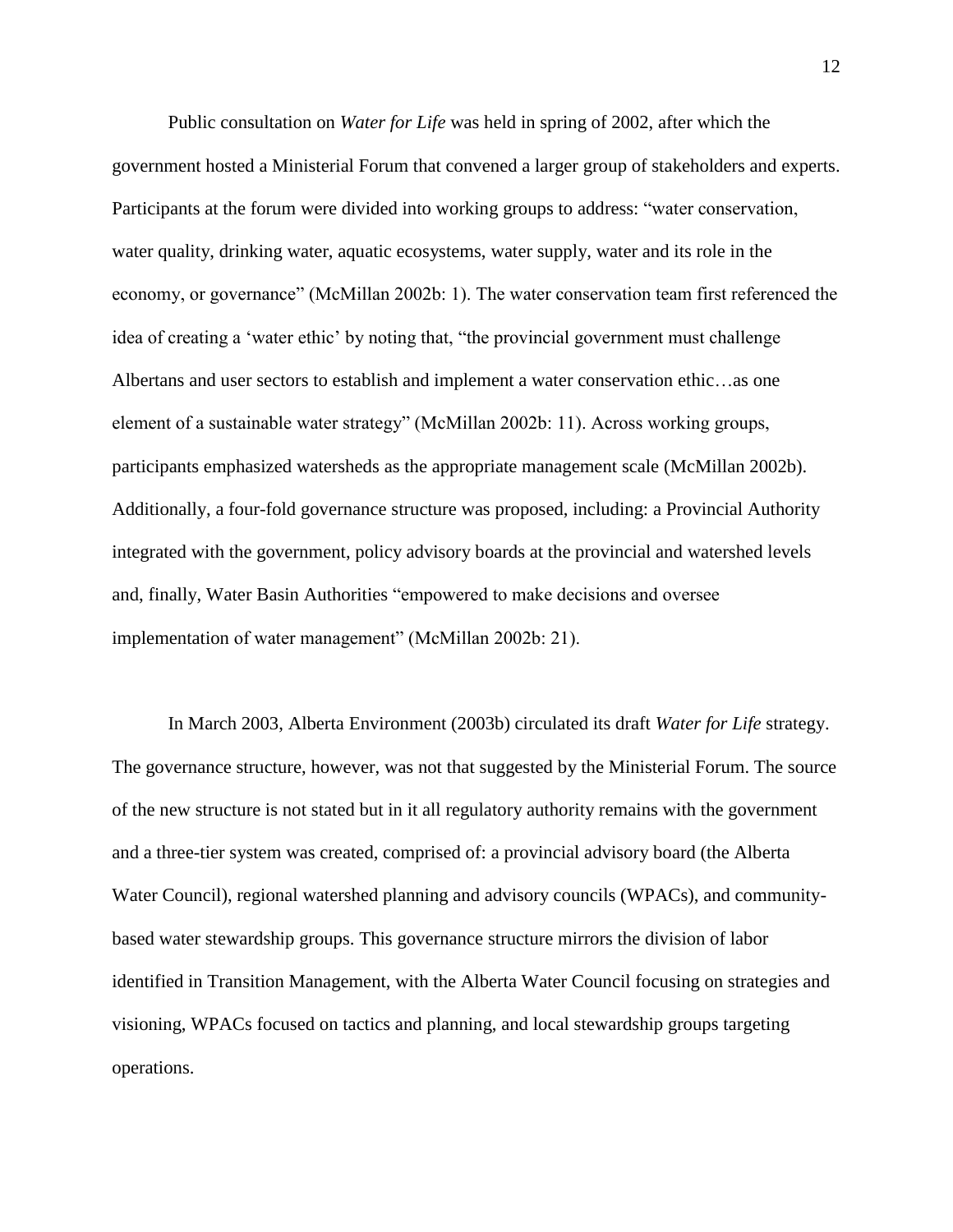Public consultation on *Water for Life* was held in spring of 2002, after which the government hosted a Ministerial Forum that convened a larger group of stakeholders and experts. Participants at the forum were divided into working groups to address: "water conservation, water quality, drinking water, aquatic ecosystems, water supply, water and its role in the economy, or governance" (McMillan 2002b: 1). The water conservation team first referenced the idea of creating a 'water ethic' by noting that, "the provincial government must challenge Albertans and user sectors to establish and implement a water conservation ethic…as one element of a sustainable water strategy" (McMillan 2002b: 11). Across working groups, participants emphasized watersheds as the appropriate management scale (McMillan 2002b). Additionally, a four-fold governance structure was proposed, including: a Provincial Authority integrated with the government, policy advisory boards at the provincial and watershed levels and, finally, Water Basin Authorities "empowered to make decisions and oversee implementation of water management" (McMillan 2002b: 21).

In March 2003, Alberta Environment (2003b) circulated its draft *Water for Life* strategy. The governance structure, however, was not that suggested by the Ministerial Forum. The source of the new structure is not stated but in it all regulatory authority remains with the government and a three-tier system was created, comprised of: a provincial advisory board (the Alberta Water Council), regional watershed planning and advisory councils (WPACs), and community-based water stewardship groups. This governance structure mirrors the division of labor identified in Transition Management, with the Alberta Water Council focusing on strategies and visioning, WPACs focused on tactics and planning, and local stewardship groups targeting operations.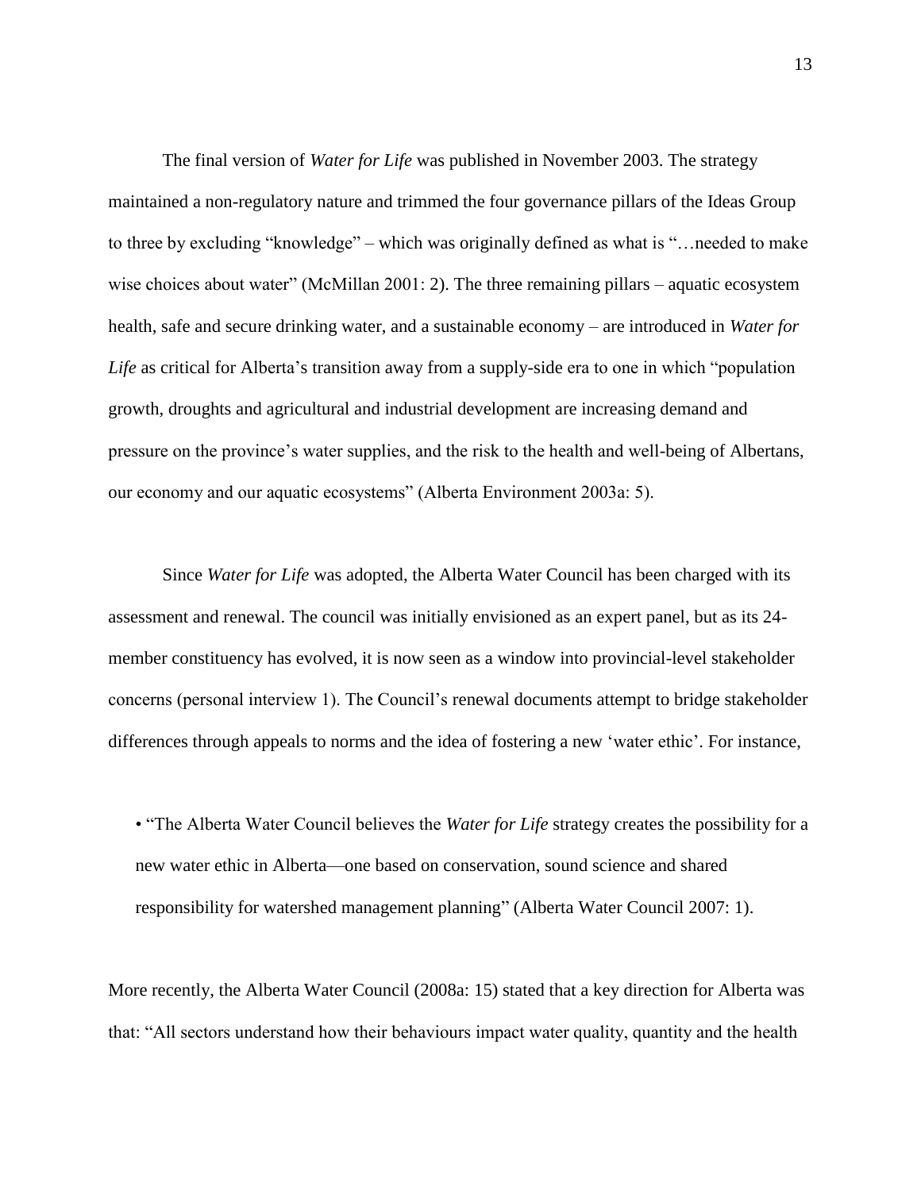The final version of *Water for Life* was published in November 2003. The strategy maintained a non-regulatory nature and trimmed the four governance pillars of the Ideas Group to three by excluding "knowledge" – which was originally defined as what is "…needed to make wise choices about water" (McMillan 2001: 2). The three remaining pillars – aquatic ecosystem health, safe and secure drinking water, and a sustainable economy – are introduced in *Water for Life* as critical for Alberta's transition away from a supply-side era to one in which "population growth, droughts and agricultural and industrial development are increasing demand and pressure on the province's water supplies, and the risk to the health and well-being of Albertans, our economy and our aquatic ecosystems" (Alberta Environment 2003a: 5).

Since *Water for Life* was adopted, the Alberta Water Council has been charged with its assessment and renewal. The council was initially envisioned as an expert panel, but as its 24-member constituency has evolved, it is now seen as a window into provincial-level stakeholder concerns (personal interview 1). The Council's renewal documents attempt to bridge stakeholder differences through appeals to norms and the idea of fostering a new 'water ethic'. For instance,

- "The Alberta Water Council believes the *Water for Life* strategy creates the possibility for a new water ethic in Alberta—one based on conservation, sound science and shared responsibility for watershed management planning" (Alberta Water Council 2007: 1).

More recently, the Alberta Water Council (2008a: 15) stated that a key direction for Alberta was that: "All sectors understand how their behaviours impact water quality, quantity and the health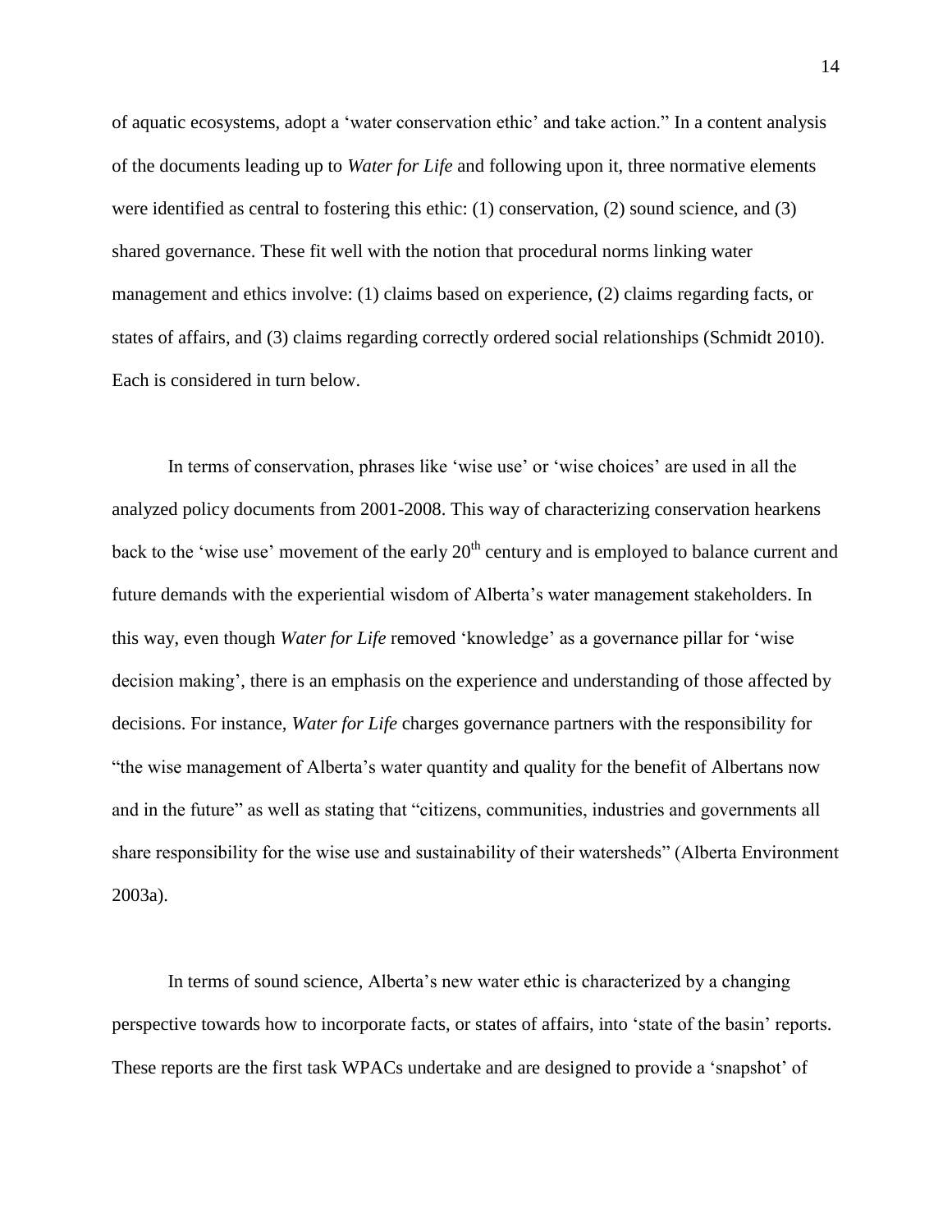of aquatic ecosystems, adopt a 'water conservation ethic' and take action." In a content analysis of the documents leading up to *Water for Life* and following upon it, three normative elements were identified as central to fostering this ethic: (1) conservation, (2) sound science, and (3) shared governance. These fit well with the notion that procedural norms linking water management and ethics involve: (1) claims based on experience, (2) claims regarding facts, or states of affairs, and (3) claims regarding correctly ordered social relationships (Schmidt 2010). Each is considered in turn below.

In terms of conservation, phrases like 'wise use' or 'wise choices' are used in all the analyzed policy documents from 2001-2008. This way of characterizing conservation hearkens back to the 'wise use' movement of the early 20th century and is employed to balance current and future demands with the experiential wisdom of Alberta's water management stakeholders. In this way, even though *Water for Life* removed 'knowledge' as a governance pillar for 'wise decision making', there is an emphasis on the experience and understanding of those affected by decisions. For instance, *Water for Life* charges governance partners with the responsibility for "the wise management of Alberta's water quantity and quality for the benefit of Albertans now and in the future" as well as stating that "citizens, communities, industries and governments all share responsibility for the wise use and sustainability of their watersheds" (Alberta Environment 2003a).

In terms of sound science, Alberta's new water ethic is characterized by a changing perspective towards how to incorporate facts, or states of affairs, into 'state of the basin' reports. These reports are the first task WPACs undertake and are designed to provide a 'snapshot' of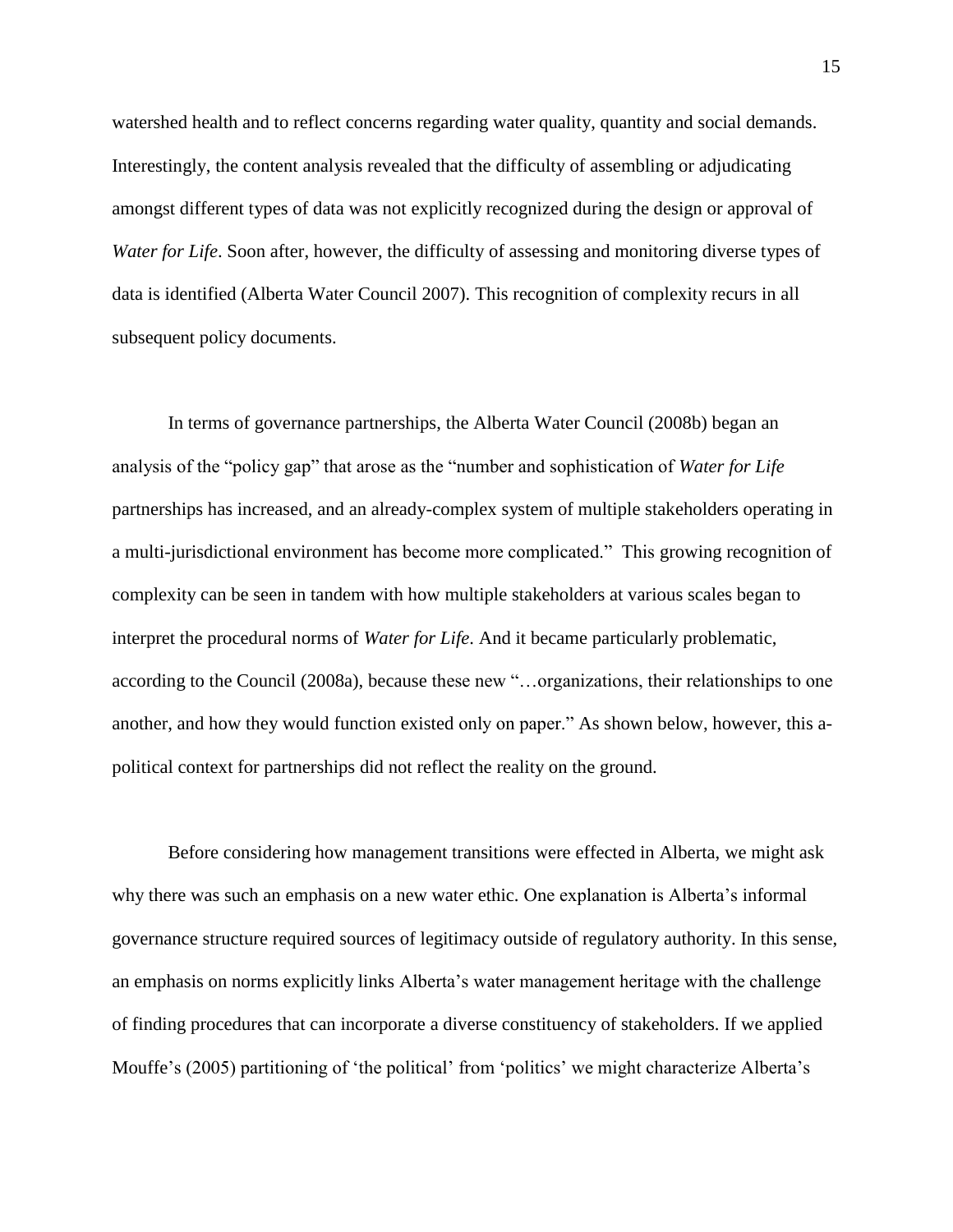watershed health and to reflect concerns regarding water quality, quantity and social demands. Interestingly, the content analysis revealed that the difficulty of assembling or adjudicating amongst different types of data was not explicitly recognized during the design or approval of *Water for Life*. Soon after, however, the difficulty of assessing and monitoring diverse types of data is identified (Alberta Water Council 2007). This recognition of complexity recurs in all subsequent policy documents.

In terms of governance partnerships, the Alberta Water Council (2008b) began an analysis of the "policy gap" that arose as the "number and sophistication of *Water for Life* partnerships has increased, and an already-complex system of multiple stakeholders operating in a multi-jurisdictional environment has become more complicated." This growing recognition of complexity can be seen in tandem with how multiple stakeholders at various scales began to interpret the procedural norms of *Water for Life*. And it became particularly problematic, according to the Council (2008a), because these new "…organizations, their relationships to one another, and how they would function existed only on paper." As shown below, however, this a-political context for partnerships did not reflect the reality on the ground.

Before considering how management transitions were effected in Alberta, we might ask why there was such an emphasis on a new water ethic. One explanation is Alberta's informal governance structure required sources of legitimacy outside of regulatory authority. In this sense, an emphasis on norms explicitly links Alberta's water management heritage with the challenge of finding procedures that can incorporate a diverse constituency of stakeholders. If we applied Mouffe's (2005) partitioning of 'the political' from 'politics' we might characterize Alberta's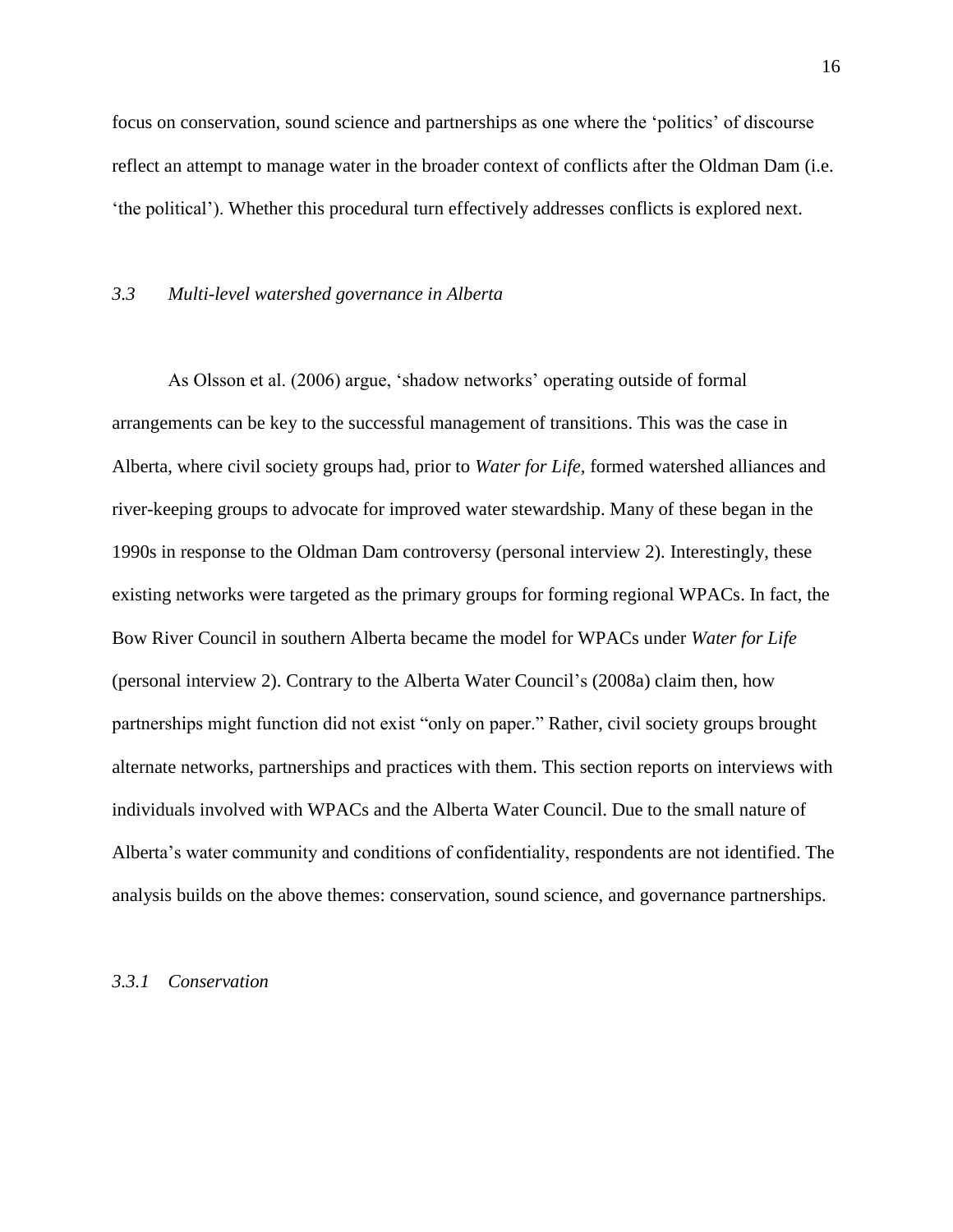focus on conservation, sound science and partnerships as one where the 'politics' of discourse reflect an attempt to manage water in the broader context of conflicts after the Oldman Dam (i.e. 'the political'). Whether this procedural turn effectively addresses conflicts is explored next.

### *3.3 Multi-level watershed governance in Alberta*

As Olsson et al. (2006) argue, 'shadow networks' operating outside of formal arrangements can be key to the successful management of transitions. This was the case in Alberta, where civil society groups had, prior to *Water for Life*, formed watershed alliances and river-keeping groups to advocate for improved water stewardship. Many of these began in the 1990s in response to the Oldman Dam controversy (personal interview 2). Interestingly, these existing networks were targeted as the primary groups for forming regional WPACs. In fact, the Bow River Council in southern Alberta became the model for WPACs under *Water for Life* (personal interview 2). Contrary to the Alberta Water Council's (2008a) claim then, how partnerships might function did not exist "only on paper." Rather, civil society groups brought alternate networks, partnerships and practices with them. This section reports on interviews with individuals involved with WPACs and the Alberta Water Council. Due to the small nature of Alberta's water community and conditions of confidentiality, respondents are not identified. The analysis builds on the above themes: conservation, sound science, and governance partnerships.

#### *3.3.1 Conservation*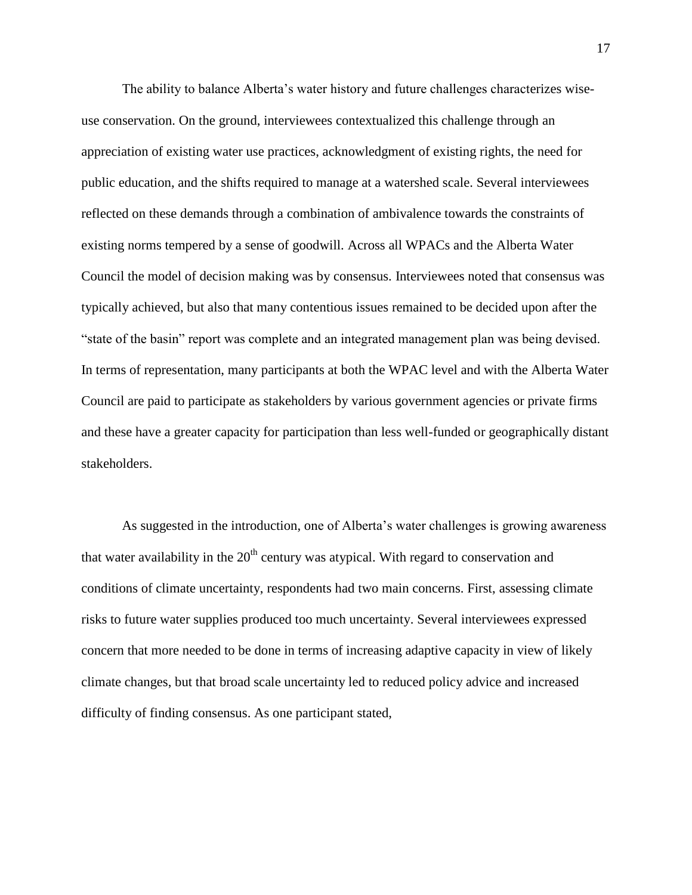The ability to balance Alberta's water history and future challenges characterizes wise-use conservation. On the ground, interviewees contextualized this challenge through an appreciation of existing water use practices, acknowledgment of existing rights, the need for public education, and the shifts required to manage at a watershed scale. Several interviewees reflected on these demands through a combination of ambivalence towards the constraints of existing norms tempered by a sense of goodwill. Across all WPACs and the Alberta Water Council the model of decision making was by consensus. Interviewees noted that consensus was typically achieved, but also that many contentious issues remained to be decided upon after the "state of the basin" report was complete and an integrated management plan was being devised. In terms of representation, many participants at both the WPAC level and with the Alberta Water Council are paid to participate as stakeholders by various government agencies or private firms and these have a greater capacity for participation than less well-funded or geographically distant stakeholders.

As suggested in the introduction, one of Alberta's water challenges is growing awareness that water availability in the 20th century was atypical. With regard to conservation and conditions of climate uncertainty, respondents had two main concerns. First, assessing climate risks to future water supplies produced too much uncertainty. Several interviewees expressed concern that more needed to be done in terms of increasing adaptive capacity in view of likely climate changes, but that broad scale uncertainty led to reduced policy advice and increased difficulty of finding consensus. As one participant stated,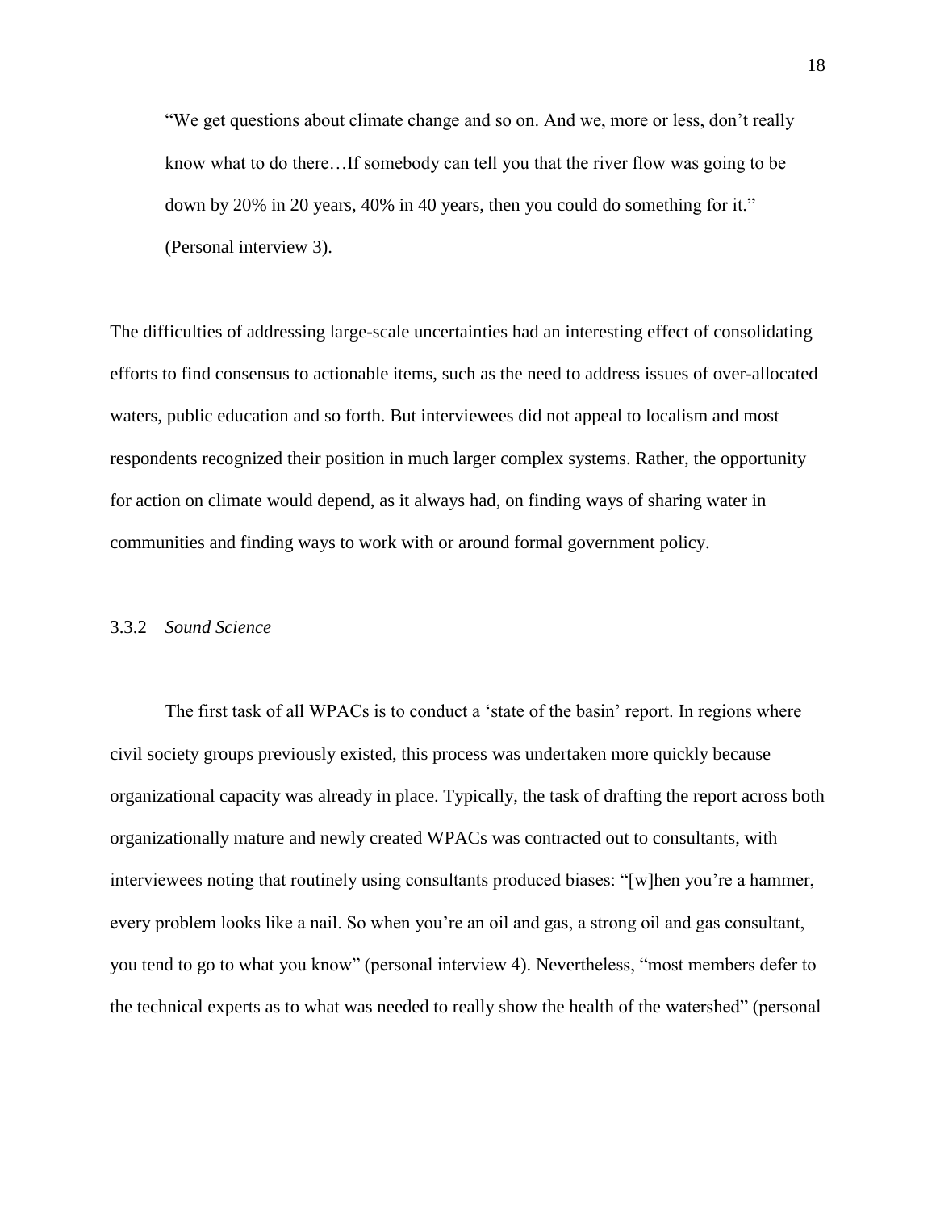> "We get questions about climate change and so on. And we, more or less, don't really know what to do there…If somebody can tell you that the river flow was going to be down by 20% in 20 years, 40% in 40 years, then you could do something for it." (Personal interview 3).

The difficulties of addressing large-scale uncertainties had an interesting effect of consolidating efforts to find consensus to actionable items, such as the need to address issues of over-allocated waters, public education and so forth. But interviewees did not appeal to localism and most respondents recognized their position in much larger complex systems. Rather, the opportunity for action on climate would depend, as it always had, on finding ways of sharing water in communities and finding ways to work with or around formal government policy.

### 3.3.2 *Sound Science*

The first task of all WPACs is to conduct a 'state of the basin' report. In regions where civil society groups previously existed, this process was undertaken more quickly because organizational capacity was already in place. Typically, the task of drafting the report across both organizationally mature and newly created WPACs was contracted out to consultants, with interviewees noting that routinely using consultants produced biases: "[w]hen you're a hammer, every problem looks like a nail. So when you're an oil and gas, a strong oil and gas consultant, you tend to go to what you know" (personal interview 4). Nevertheless, "most members defer to the technical experts as to what was needed to really show the health of the watershed" (personal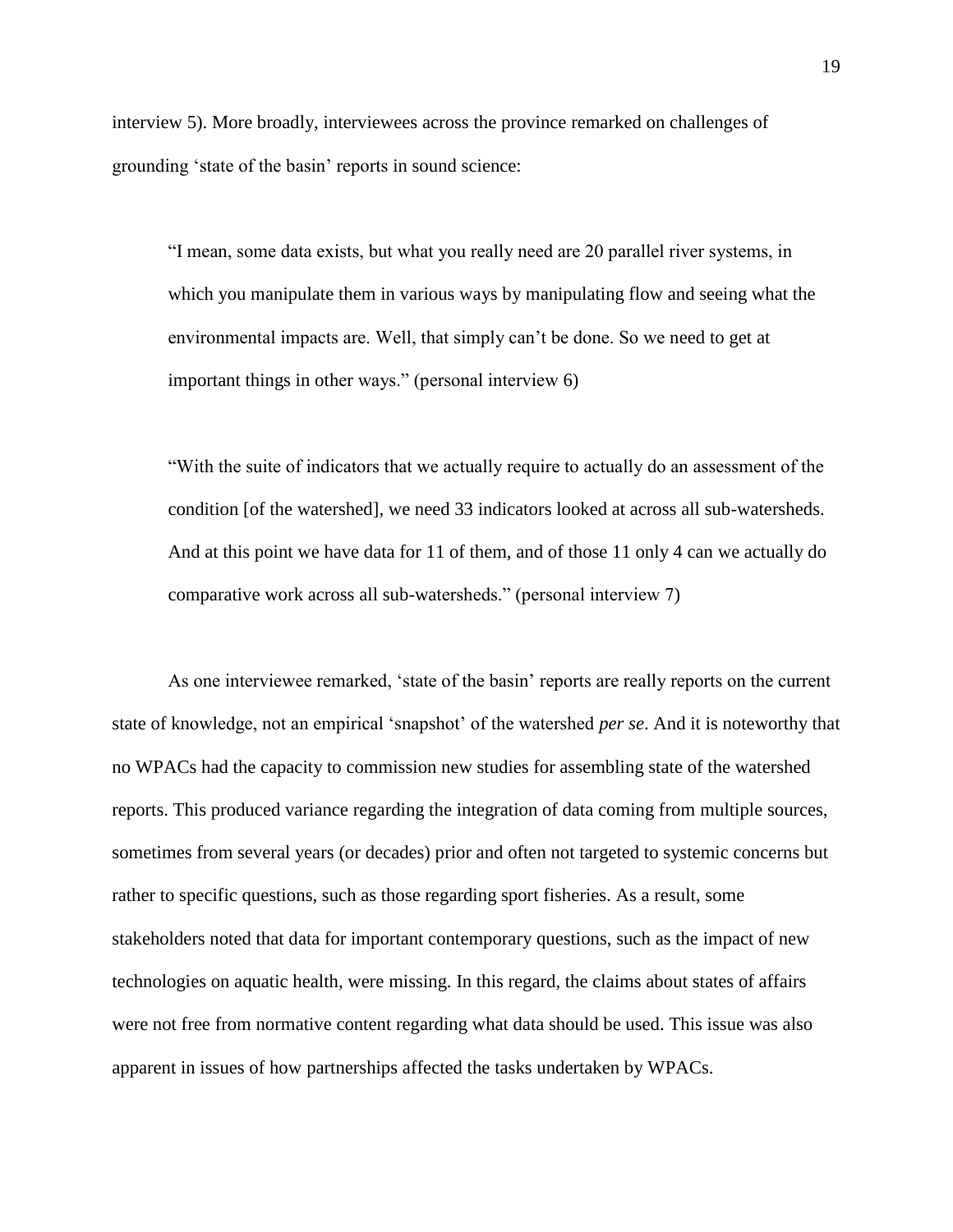interview 5). More broadly, interviewees across the province remarked on challenges of grounding 'state of the basin' reports in sound science:

> "I mean, some data exists, but what you really need are 20 parallel river systems, in which you manipulate them in various ways by manipulating flow and seeing what the environmental impacts are. Well, that simply can't be done. So we need to get at important things in other ways." (personal interview 6)

> "With the suite of indicators that we actually require to actually do an assessment of the condition [of the watershed], we need 33 indicators looked at across all sub-watersheds. And at this point we have data for 11 of them, and of those 11 only 4 can we actually do comparative work across all sub-watersheds." (personal interview 7)

As one interviewee remarked, 'state of the basin' reports are really reports on the current state of knowledge, not an empirical 'snapshot' of the watershed *per se*. And it is noteworthy that no WPACs had the capacity to commission new studies for assembling state of the watershed reports. This produced variance regarding the integration of data coming from multiple sources, sometimes from several years (or decades) prior and often not targeted to systemic concerns but rather to specific questions, such as those regarding sport fisheries. As a result, some stakeholders noted that data for important contemporary questions, such as the impact of new technologies on aquatic health, were missing. In this regard, the claims about states of affairs were not free from normative content regarding what data should be used. This issue was also apparent in issues of how partnerships affected the tasks undertaken by WPACs.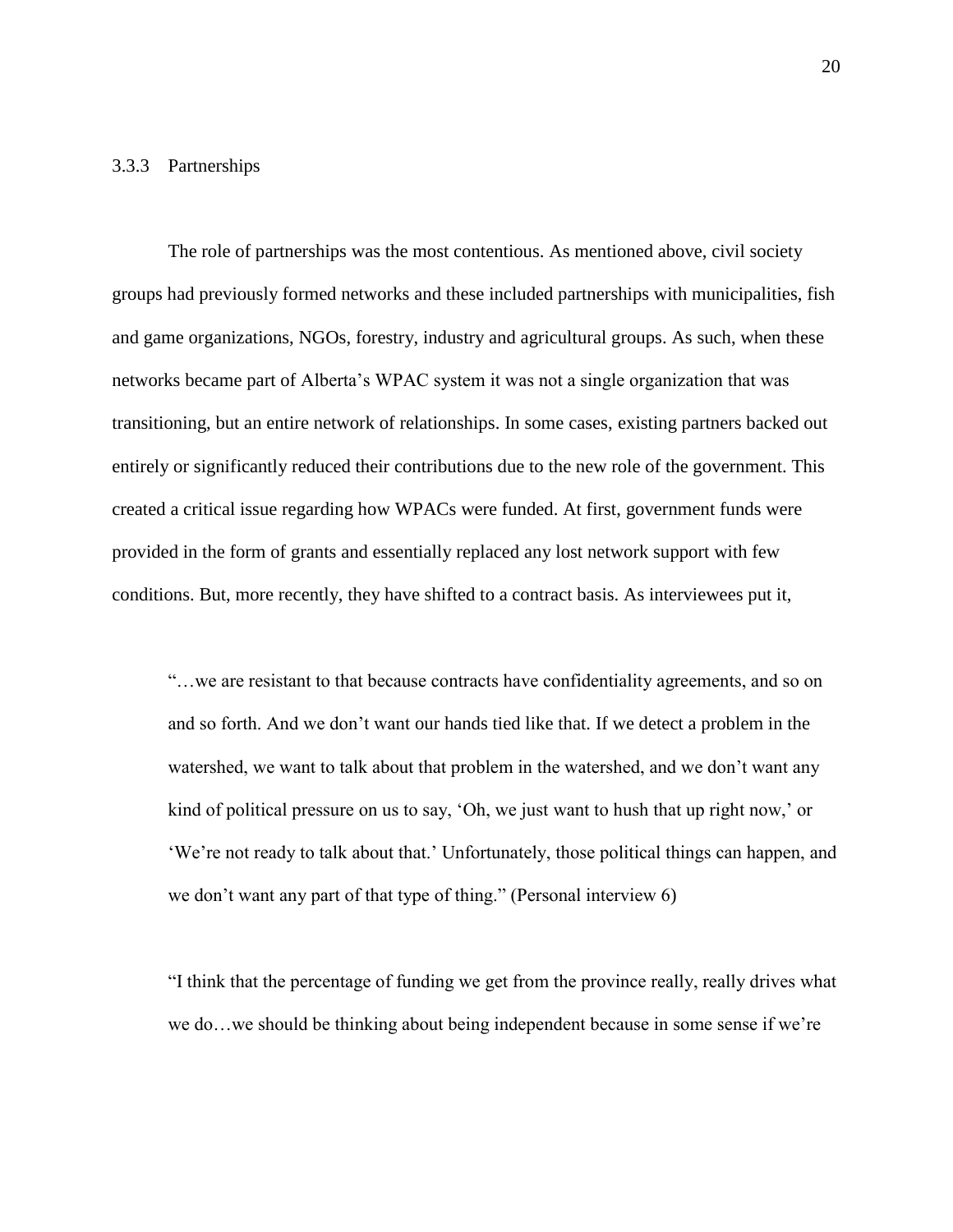### 3.3.3 Partnerships

The role of partnerships was the most contentious. As mentioned above, civil society groups had previously formed networks and these included partnerships with municipalities, fish and game organizations, NGOs, forestry, industry and agricultural groups. As such, when these networks became part of Alberta's WPAC system it was not a single organization that was transitioning, but an entire network of relationships. In some cases, existing partners backed out entirely or significantly reduced their contributions due to the new role of the government. This created a critical issue regarding how WPACs were funded. At first, government funds were provided in the form of grants and essentially replaced any lost network support with few conditions. But, more recently, they have shifted to a contract basis. As interviewees put it,

> "…we are resistant to that because contracts have confidentiality agreements, and so on and so forth. And we don't want our hands tied like that. If we detect a problem in the watershed, we want to talk about that problem in the watershed, and we don't want any kind of political pressure on us to say, 'Oh, we just want to hush that up right now,' or 'We're not ready to talk about that.' Unfortunately, those political things can happen, and we don't want any part of that type of thing." (Personal interview 6)

> "I think that the percentage of funding we get from the province really, really drives what we do…we should be thinking about being independent because in some sense if we're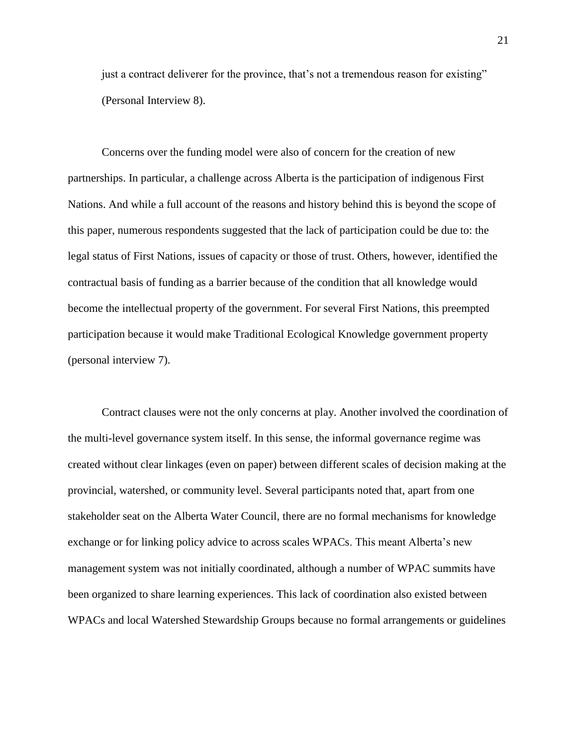just a contract deliverer for the province, that's not a tremendous reason for existing" (Personal Interview 8).

Concerns over the funding model were also of concern for the creation of new partnerships. In particular, a challenge across Alberta is the participation of indigenous First Nations. And while a full account of the reasons and history behind this is beyond the scope of this paper, numerous respondents suggested that the lack of participation could be due to: the legal status of First Nations, issues of capacity or those of trust. Others, however, identified the contractual basis of funding as a barrier because of the condition that all knowledge would become the intellectual property of the government. For several First Nations, this preempted participation because it would make Traditional Ecological Knowledge government property (personal interview 7).

Contract clauses were not the only concerns at play. Another involved the coordination of the multi-level governance system itself. In this sense, the informal governance regime was created without clear linkages (even on paper) between different scales of decision making at the provincial, watershed, or community level. Several participants noted that, apart from one stakeholder seat on the Alberta Water Council, there are no formal mechanisms for knowledge exchange or for linking policy advice to across scales WPACs. This meant Alberta's new management system was not initially coordinated, although a number of WPAC summits have been organized to share learning experiences. This lack of coordination also existed between WPACs and local Watershed Stewardship Groups because no formal arrangements or guidelines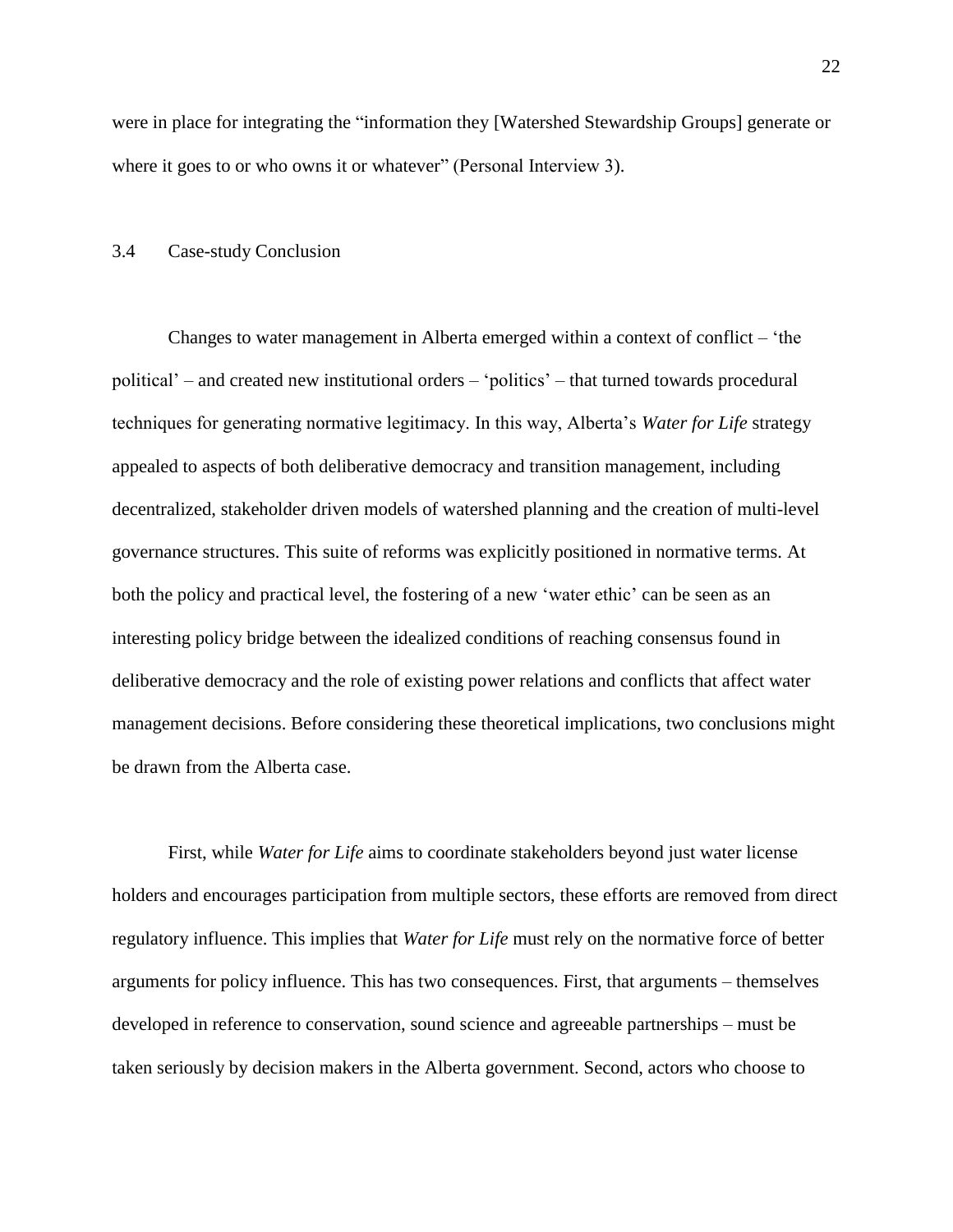were in place for integrating the "information they [Watershed Stewardship Groups] generate or where it goes to or who owns it or whatever" (Personal Interview 3).

### 3.4 Case-study Conclusion

Changes to water management in Alberta emerged within a context of conflict – 'the political' – and created new institutional orders – 'politics' – that turned towards procedural techniques for generating normative legitimacy. In this way, Alberta's *Water for Life* strategy appealed to aspects of both deliberative democracy and transition management, including decentralized, stakeholder driven models of watershed planning and the creation of multi-level governance structures. This suite of reforms was explicitly positioned in normative terms. At both the policy and practical level, the fostering of a new 'water ethic' can be seen as an interesting policy bridge between the idealized conditions of reaching consensus found in deliberative democracy and the role of existing power relations and conflicts that affect water management decisions. Before considering these theoretical implications, two conclusions might be drawn from the Alberta case.

First, while *Water for Life* aims to coordinate stakeholders beyond just water license holders and encourages participation from multiple sectors, these efforts are removed from direct regulatory influence. This implies that *Water for Life* must rely on the normative force of better arguments for policy influence. This has two consequences. First, that arguments – themselves developed in reference to conservation, sound science and agreeable partnerships – must be taken seriously by decision makers in the Alberta government. Second, actors who choose to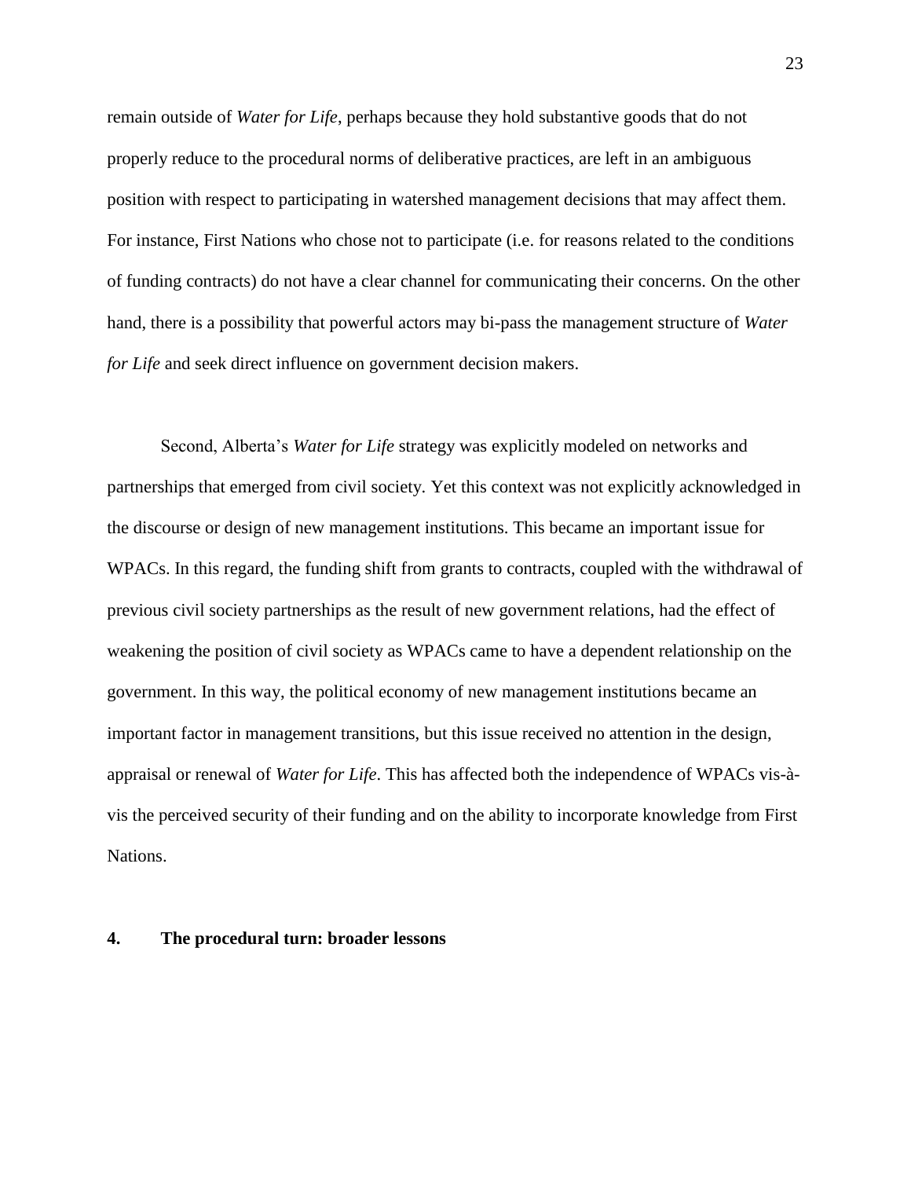remain outside of *Water for Life*, perhaps because they hold substantive goods that do not properly reduce to the procedural norms of deliberative practices, are left in an ambiguous position with respect to participating in watershed management decisions that may affect them. For instance, First Nations who chose not to participate (i.e. for reasons related to the conditions of funding contracts) do not have a clear channel for communicating their concerns. On the other hand, there is a possibility that powerful actors may bi-pass the management structure of *Water for Life* and seek direct influence on government decision makers.

Second, Alberta's *Water for Life* strategy was explicitly modeled on networks and partnerships that emerged from civil society. Yet this context was not explicitly acknowledged in the discourse or design of new management institutions. This became an important issue for WPACs. In this regard, the funding shift from grants to contracts, coupled with the withdrawal of previous civil society partnerships as the result of new government relations, had the effect of weakening the position of civil society as WPACs came to have a dependent relationship on the government. In this way, the political economy of new management institutions became an important factor in management transitions, but this issue received no attention in the design, appraisal or renewal of *Water for Life*. This has affected both the independence of WPACs vis-à-vis the perceived security of their funding and on the ability to incorporate knowledge from First Nations.

## 4. The procedural turn: broader lessons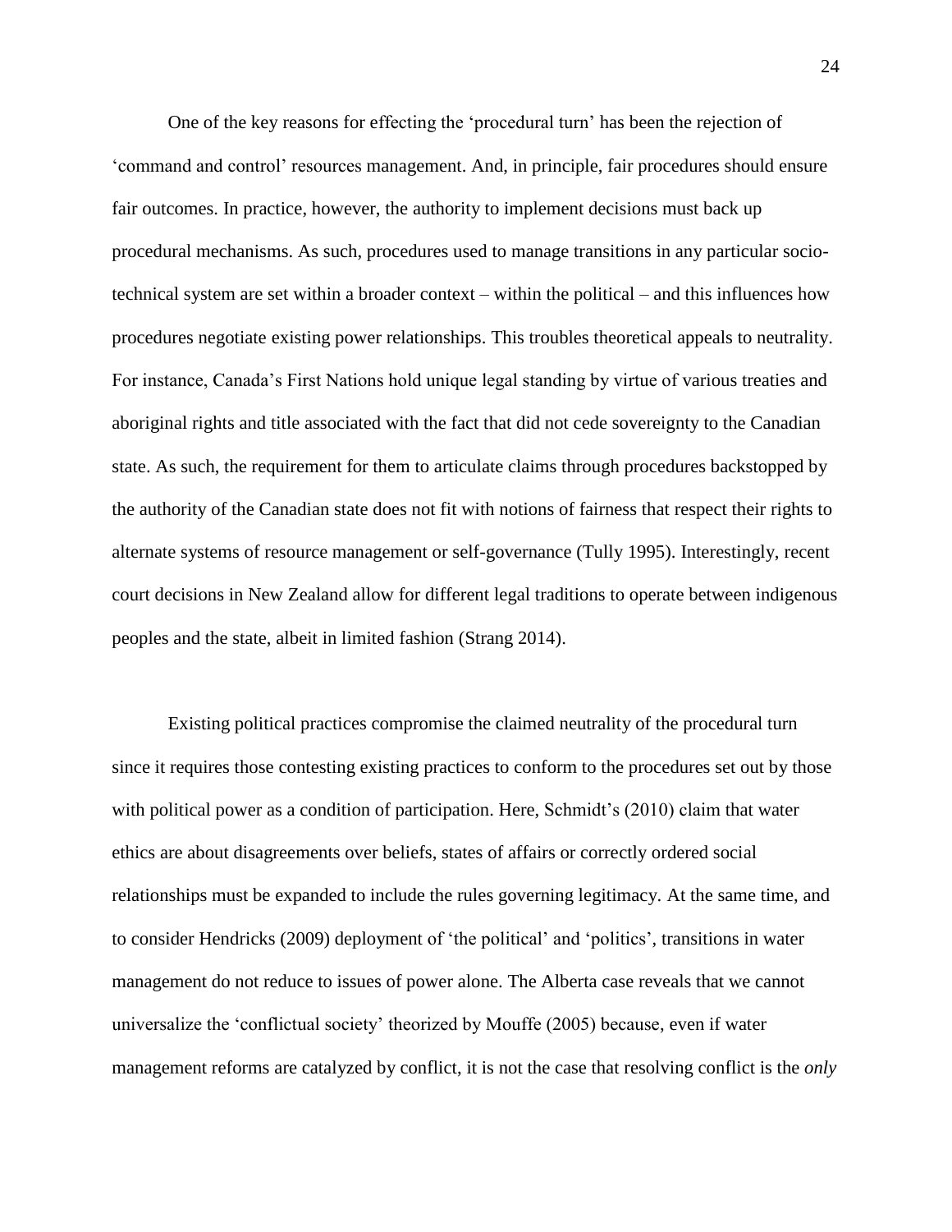One of the key reasons for effecting the 'procedural turn' has been the rejection of 'command and control' resources management. And, in principle, fair procedures should ensure fair outcomes. In practice, however, the authority to implement decisions must back up procedural mechanisms. As such, procedures used to manage transitions in any particular socio-technical system are set within a broader context – within the political – and this influences how procedures negotiate existing power relationships. This troubles theoretical appeals to neutrality. For instance, Canada's First Nations hold unique legal standing by virtue of various treaties and aboriginal rights and title associated with the fact that did not cede sovereignty to the Canadian state. As such, the requirement for them to articulate claims through procedures backstopped by the authority of the Canadian state does not fit with notions of fairness that respect their rights to alternate systems of resource management or self-governance (Tully 1995). Interestingly, recent court decisions in New Zealand allow for different legal traditions to operate between indigenous peoples and the state, albeit in limited fashion (Strang 2014).

Existing political practices compromise the claimed neutrality of the procedural turn since it requires those contesting existing practices to conform to the procedures set out by those with political power as a condition of participation. Here, Schmidt's (2010) claim that water ethics are about disagreements over beliefs, states of affairs or correctly ordered social relationships must be expanded to include the rules governing legitimacy. At the same time, and to consider Hendricks (2009) deployment of 'the political' and 'politics', transitions in water management do not reduce to issues of power alone. The Alberta case reveals that we cannot universalize the 'conflictual society' theorized by Mouffe (2005) because, even if water management reforms are catalyzed by conflict, it is not the case that resolving conflict is the *only*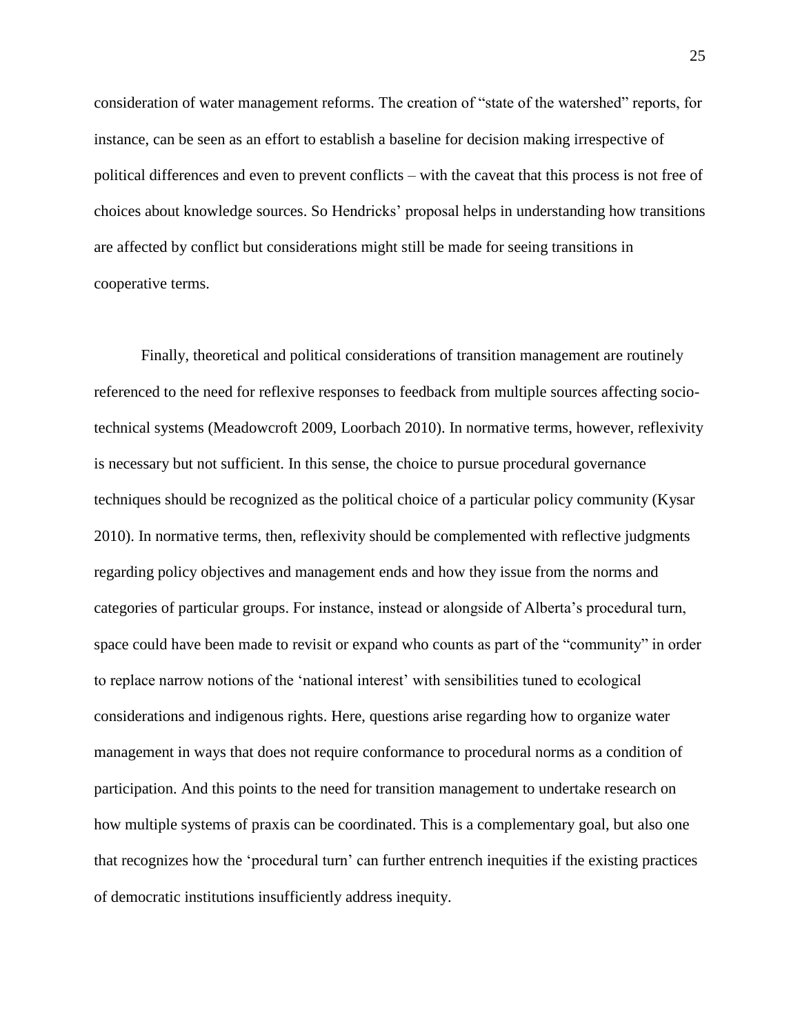consideration of water management reforms. The creation of "state of the watershed" reports, for instance, can be seen as an effort to establish a baseline for decision making irrespective of political differences and even to prevent conflicts – with the caveat that this process is not free of choices about knowledge sources. So Hendricks' proposal helps in understanding how transitions are affected by conflict but considerations might still be made for seeing transitions in cooperative terms.

Finally, theoretical and political considerations of transition management are routinely referenced to the need for reflexive responses to feedback from multiple sources affecting socio-technical systems (Meadowcroft 2009, Loorbach 2010). In normative terms, however, reflexivity is necessary but not sufficient. In this sense, the choice to pursue procedural governance techniques should be recognized as the political choice of a particular policy community (Kysar 2010). In normative terms, then, reflexivity should be complemented with reflective judgments regarding policy objectives and management ends and how they issue from the norms and categories of particular groups. For instance, instead or alongside of Alberta's procedural turn, space could have been made to revisit or expand who counts as part of the "community" in order to replace narrow notions of the 'national interest' with sensibilities tuned to ecological considerations and indigenous rights. Here, questions arise regarding how to organize water management in ways that does not require conformance to procedural norms as a condition of participation. And this points to the need for transition management to undertake research on how multiple systems of praxis can be coordinated. This is a complementary goal, but also one that recognizes how the 'procedural turn' can further entrench inequities if the existing practices of democratic institutions insufficiently address inequity.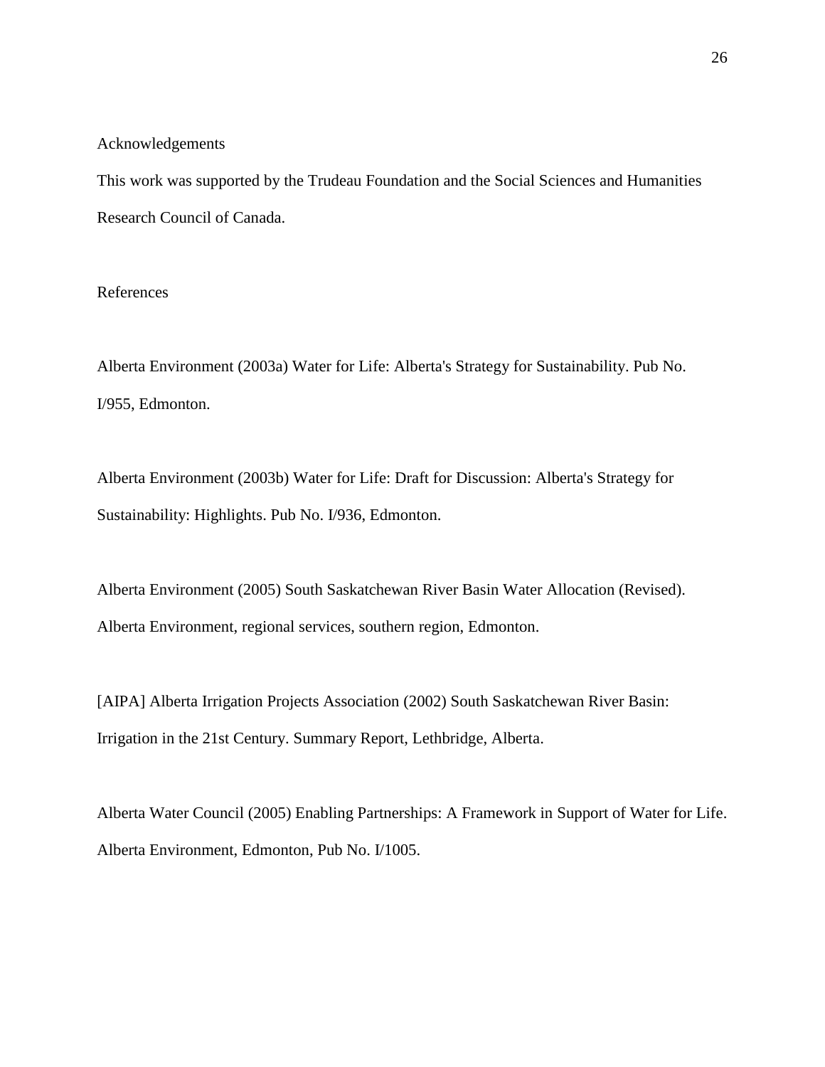## Acknowledgements

This work was supported by the Trudeau Foundation and the Social Sciences and Humanities Research Council of Canada.

## References

Alberta Environment (2003a) Water for Life: Alberta's Strategy for Sustainability. Pub No. I/955, Edmonton.

Alberta Environment (2003b) Water for Life: Draft for Discussion: Alberta's Strategy for Sustainability: Highlights. Pub No. I/936, Edmonton.

Alberta Environment (2005) South Saskatchewan River Basin Water Allocation (Revised). Alberta Environment, regional services, southern region, Edmonton.

[AIPA] Alberta Irrigation Projects Association (2002) South Saskatchewan River Basin: Irrigation in the 21st Century. Summary Report, Lethbridge, Alberta.

Alberta Water Council (2005) Enabling Partnerships: A Framework in Support of Water for Life. Alberta Environment, Edmonton, Pub No. I/1005.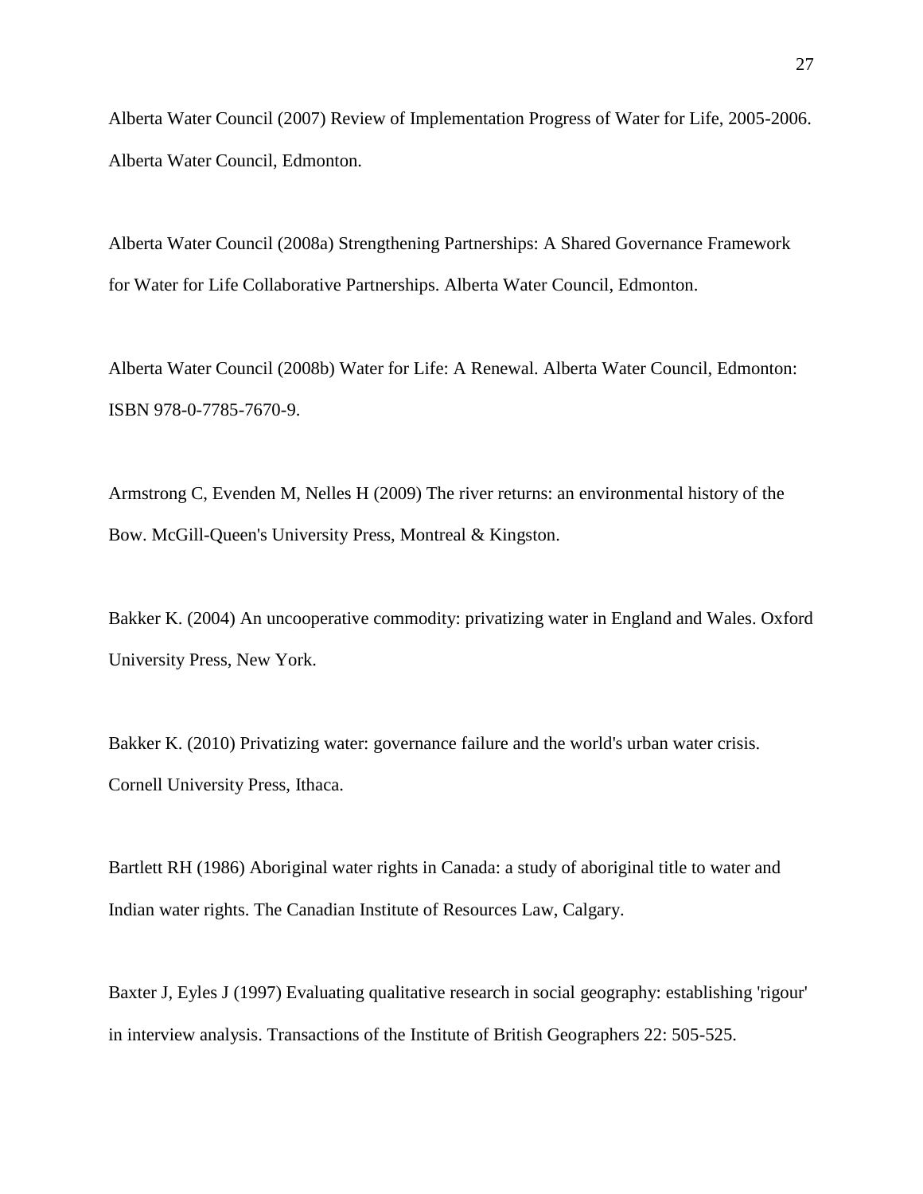Alberta Water Council (2007) Review of Implementation Progress of Water for Life, 2005-2006. Alberta Water Council, Edmonton.

Alberta Water Council (2008a) Strengthening Partnerships: A Shared Governance Framework for Water for Life Collaborative Partnerships. Alberta Water Council, Edmonton.

Alberta Water Council (2008b) Water for Life: A Renewal. Alberta Water Council, Edmonton: ISBN 978-0-7785-7670-9.

Armstrong C, Evenden M, Nelles H (2009) The river returns: an environmental history of the Bow. McGill-Queen's University Press, Montreal & Kingston.

Bakker K. (2004) An uncooperative commodity: privatizing water in England and Wales. Oxford University Press, New York.

Bakker K. (2010) Privatizing water: governance failure and the world's urban water crisis. Cornell University Press, Ithaca.

Bartlett RH (1986) Aboriginal water rights in Canada: a study of aboriginal title to water and Indian water rights. The Canadian Institute of Resources Law, Calgary.

Baxter J, Eyles J (1997) Evaluating qualitative research in social geography: establishing 'rigour' in interview analysis. Transactions of the Institute of British Geographers 22: 505-525.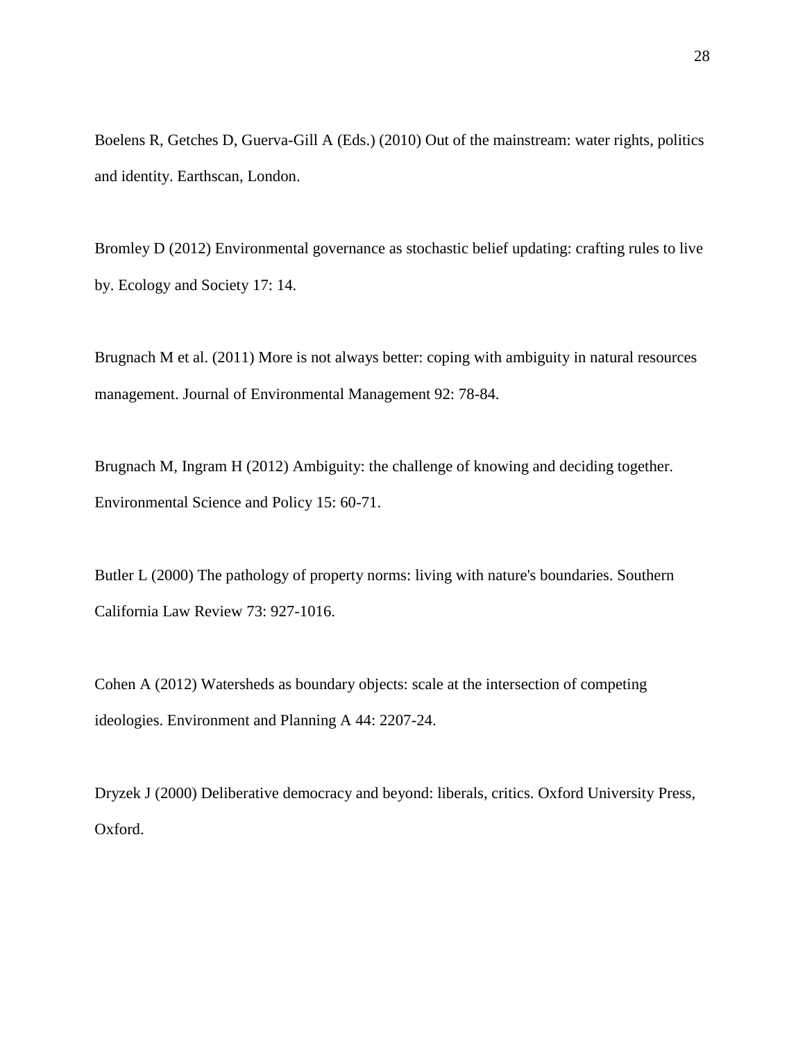Boelens R, Getches D, Guerva-Gill A (Eds.) (2010) Out of the mainstream: water rights, politics and identity. Earthscan, London.

Bromley D (2012) Environmental governance as stochastic belief updating: crafting rules to live by. Ecology and Society 17: 14.

Brugnach M et al. (2011) More is not always better: coping with ambiguity in natural resources management. Journal of Environmental Management 92: 78-84.

Brugnach M, Ingram H (2012) Ambiguity: the challenge of knowing and deciding together. Environmental Science and Policy 15: 60-71.

Butler L (2000) The pathology of property norms: living with nature's boundaries. Southern California Law Review 73: 927-1016.

Cohen A (2012) Watersheds as boundary objects: scale at the intersection of competing ideologies. Environment and Planning A 44: 2207-24.

Dryzek J (2000) Deliberative democracy and beyond: liberals, critics. Oxford University Press, Oxford.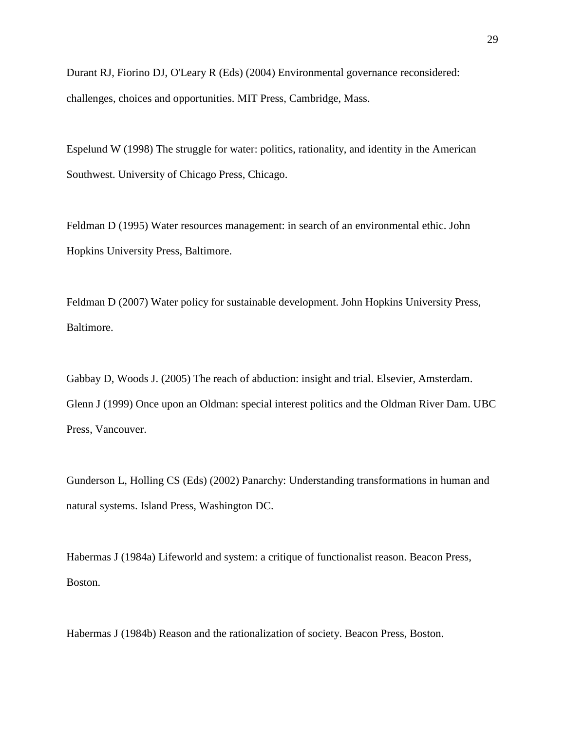Durant RJ, Fiorino DJ, O'Leary R (Eds) (2004) Environmental governance reconsidered: challenges, choices and opportunities. MIT Press, Cambridge, Mass.

Espelund W (1998) The struggle for water: politics, rationality, and identity in the American Southwest. University of Chicago Press, Chicago.

Feldman D (1995) Water resources management: in search of an environmental ethic. John Hopkins University Press, Baltimore.

Feldman D (2007) Water policy for sustainable development. John Hopkins University Press, Baltimore.

Gabbay D, Woods J. (2005) The reach of abduction: insight and trial. Elsevier, Amsterdam.

Glenn J (1999) Once upon an Oldman: special interest politics and the Oldman River Dam. UBC Press, Vancouver.

Gunderson L, Holling CS (Eds) (2002) Panarchy: Understanding transformations in human and natural systems. Island Press, Washington DC.

Habermas J (1984a) Lifeworld and system: a critique of functionalist reason. Beacon Press, Boston.

Habermas J (1984b) Reason and the rationalization of society. Beacon Press, Boston.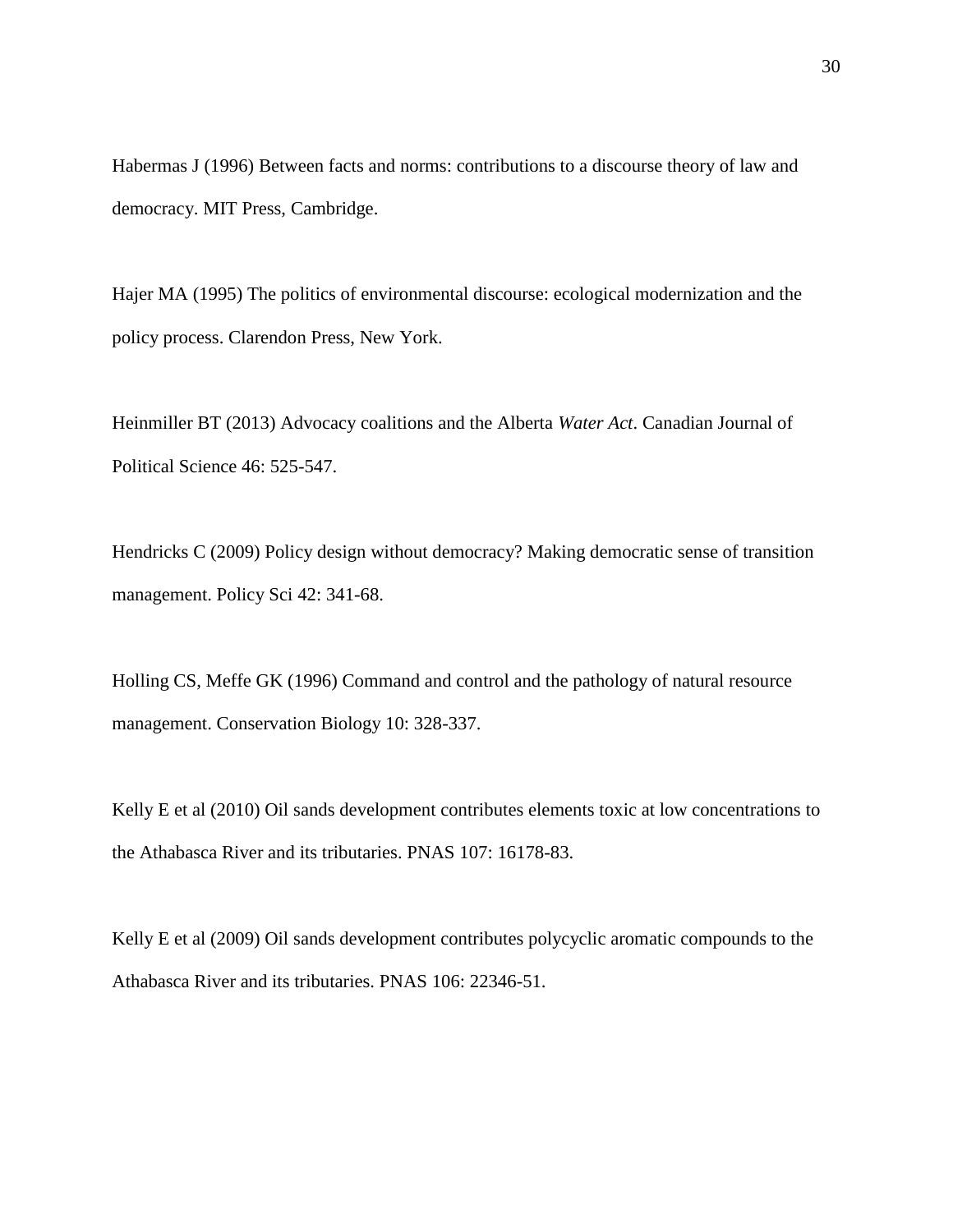Habermas J (1996) Between facts and norms: contributions to a discourse theory of law and democracy. MIT Press, Cambridge.

Hajer MA (1995) The politics of environmental discourse: ecological modernization and the policy process. Clarendon Press, New York.

Heinmiller BT (2013) Advocacy coalitions and the Alberta *Water Act*. Canadian Journal of Political Science 46: 525-547.

Hendricks C (2009) Policy design without democracy? Making democratic sense of transition management. Policy Sci 42: 341-68.

Holling CS, Meffe GK (1996) Command and control and the pathology of natural resource management. Conservation Biology 10: 328-337.

Kelly E et al (2010) Oil sands development contributes elements toxic at low concentrations to the Athabasca River and its tributaries. PNAS 107: 16178-83.

Kelly E et al (2009) Oil sands development contributes polycyclic aromatic compounds to the Athabasca River and its tributaries. PNAS 106: 22346-51.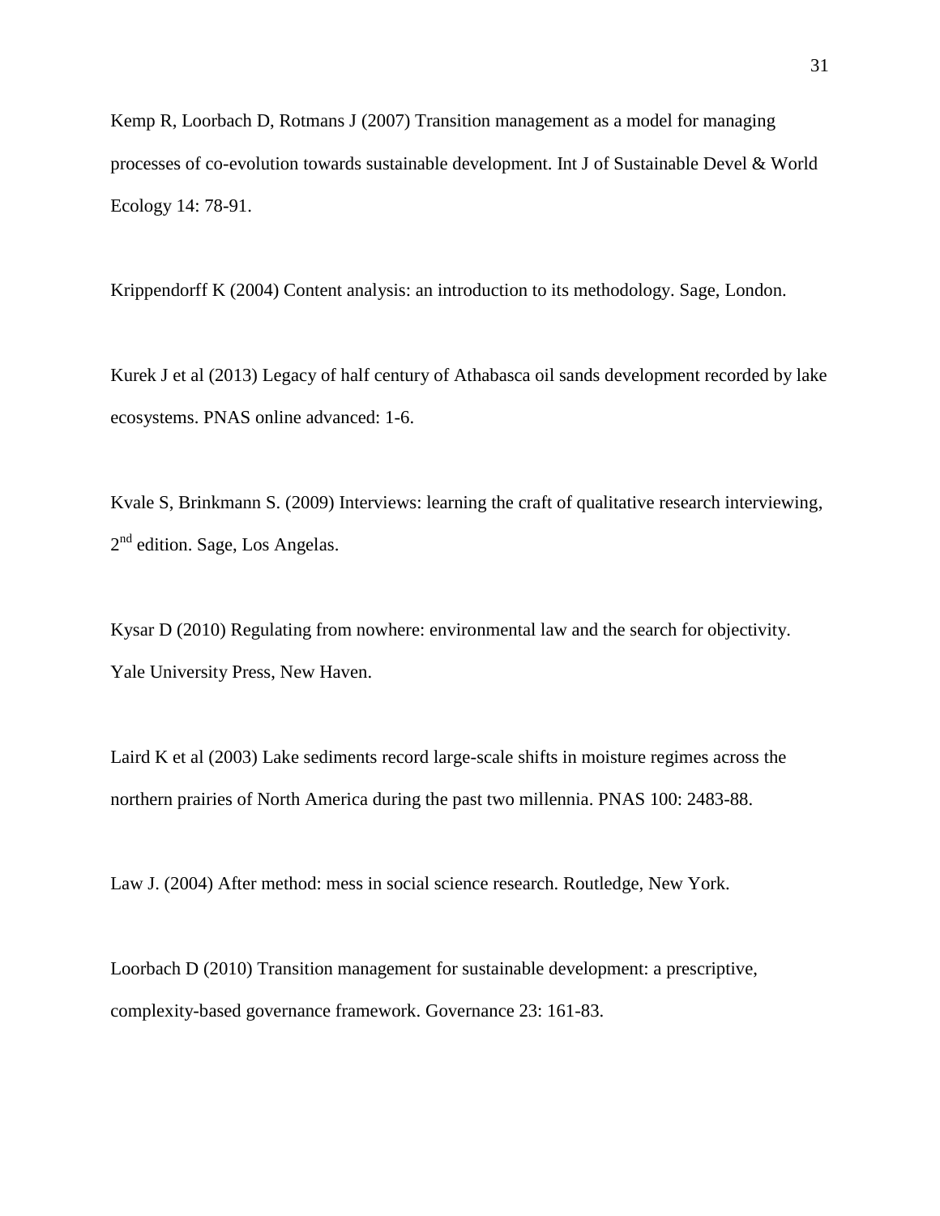Kemp R, Loorbach D, Rotmans J (2007) Transition management as a model for managing processes of co-evolution towards sustainable development. Int J of Sustainable Devel & World Ecology 14: 78-91.

Krippendorff K (2004) Content analysis: an introduction to its methodology. Sage, London.

Kurek J et al (2013) Legacy of half century of Athabasca oil sands development recorded by lake ecosystems. PNAS online advanced: 1-6.

Kvale S, Brinkmann S. (2009) Interviews: learning the craft of qualitative research interviewing, 2nd edition. Sage, Los Angelas.

Kysar D (2010) Regulating from nowhere: environmental law and the search for objectivity. Yale University Press, New Haven.

Laird K et al (2003) Lake sediments record large-scale shifts in moisture regimes across the northern prairies of North America during the past two millennia. PNAS 100: 2483-88.

Law J. (2004) After method: mess in social science research. Routledge, New York.

Loorbach D (2010) Transition management for sustainable development: a prescriptive, complexity-based governance framework. Governance 23: 161-83.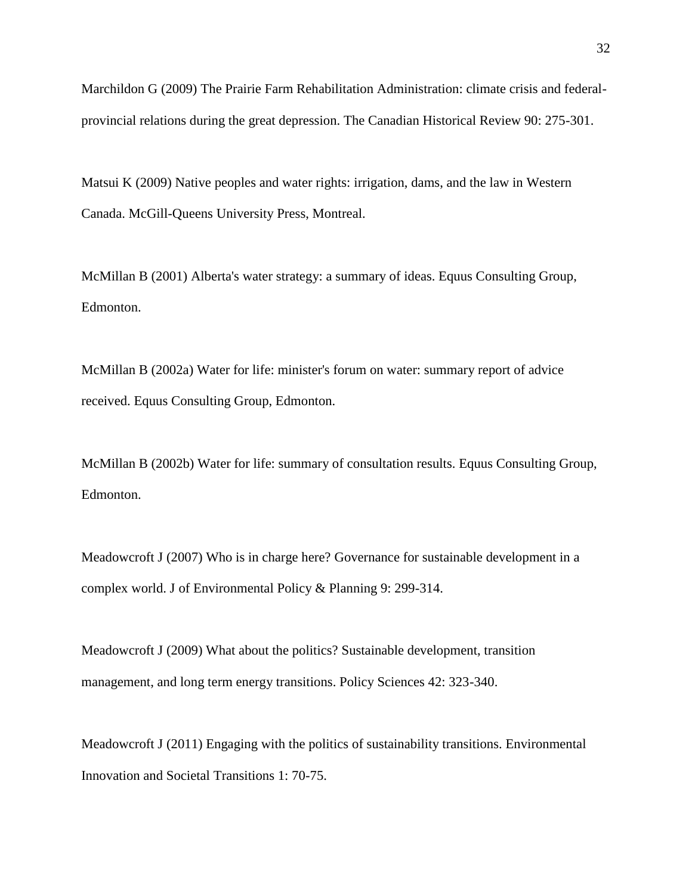Marchildon G (2009) The Prairie Farm Rehabilitation Administration: climate crisis and federal-provincial relations during the great depression. The Canadian Historical Review 90: 275-301.

Matsui K (2009) Native peoples and water rights: irrigation, dams, and the law in Western Canada. McGill-Queens University Press, Montreal.

McMillan B (2001) Alberta's water strategy: a summary of ideas. Equus Consulting Group, Edmonton.

McMillan B (2002a) Water for life: minister's forum on water: summary report of advice received. Equus Consulting Group, Edmonton.

McMillan B (2002b) Water for life: summary of consultation results. Equus Consulting Group, Edmonton.

Meadowcroft J (2007) Who is in charge here? Governance for sustainable development in a complex world. J of Environmental Policy & Planning 9: 299-314.

Meadowcroft J (2009) What about the politics? Sustainable development, transition management, and long term energy transitions. Policy Sciences 42: 323-340.

Meadowcroft J (2011) Engaging with the politics of sustainability transitions. Environmental Innovation and Societal Transitions 1: 70-75.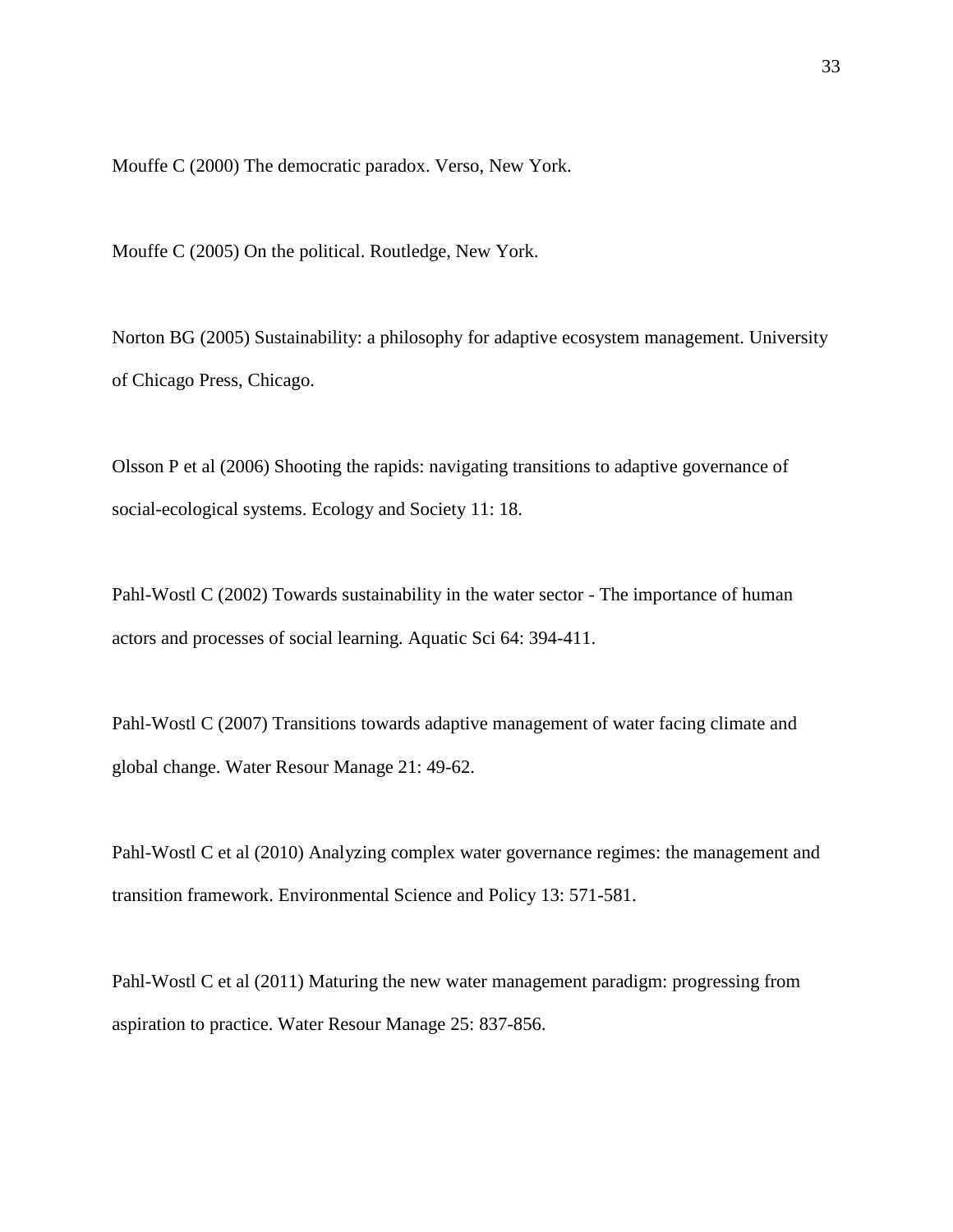Mouffe C (2000) The democratic paradox. Verso, New York.

Mouffe C (2005) On the political. Routledge, New York.

Norton BG (2005) Sustainability: a philosophy for adaptive ecosystem management. University of Chicago Press, Chicago.

Olsson P et al (2006) Shooting the rapids: navigating transitions to adaptive governance of social-ecological systems. Ecology and Society 11: 18.

Pahl-Wostl C (2002) Towards sustainability in the water sector - The importance of human actors and processes of social learning. Aquatic Sci 64: 394-411.

Pahl-Wostl C (2007) Transitions towards adaptive management of water facing climate and global change. Water Resour Manage 21: 49-62.

Pahl-Wostl C et al (2010) Analyzing complex water governance regimes: the management and transition framework. Environmental Science and Policy 13: 571-581.

Pahl-Wostl C et al (2011) Maturing the new water management paradigm: progressing from aspiration to practice. Water Resour Manage 25: 837-856.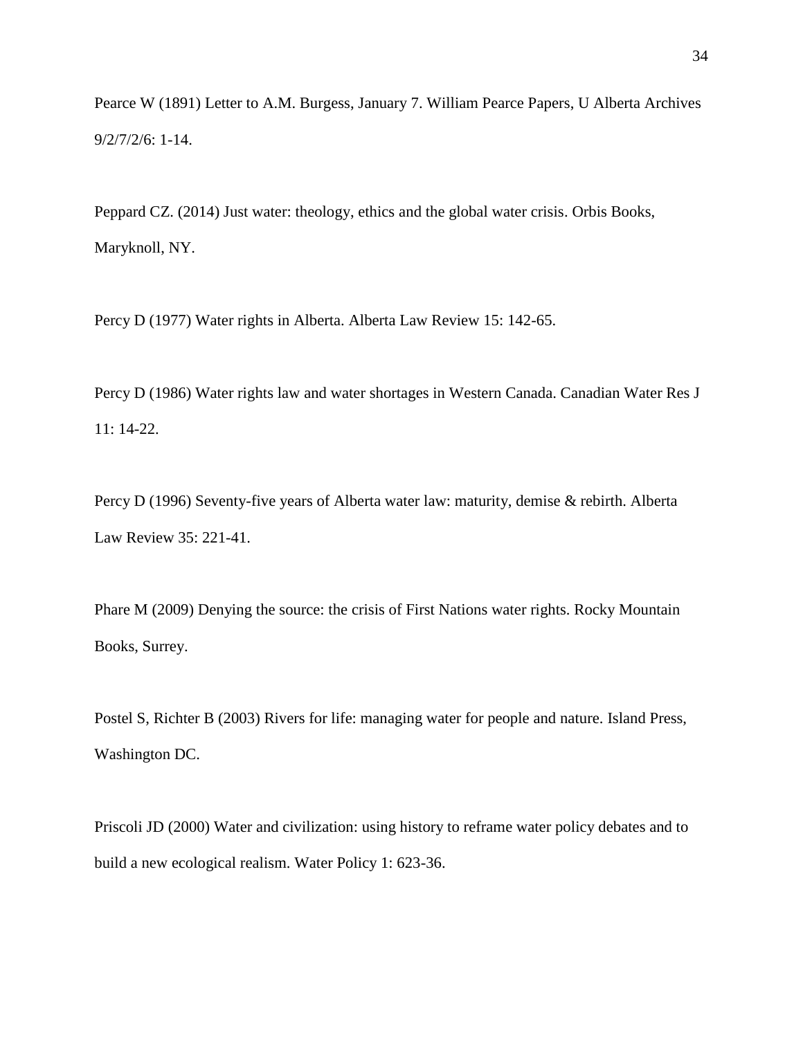Pearce W (1891) Letter to A.M. Burgess, January 7. William Pearce Papers, U Alberta Archives 9/2/7/2/6: 1-14.

Peppard CZ. (2014) Just water: theology, ethics and the global water crisis. Orbis Books, Maryknoll, NY.

Percy D (1977) Water rights in Alberta. Alberta Law Review 15: 142-65.

Percy D (1986) Water rights law and water shortages in Western Canada. Canadian Water Res J 11: 14-22.

Percy D (1996) Seventy-five years of Alberta water law: maturity, demise & rebirth. Alberta Law Review 35: 221-41.

Phare M (2009) Denying the source: the crisis of First Nations water rights. Rocky Mountain Books, Surrey.

Postel S, Richter B (2003) Rivers for life: managing water for people and nature. Island Press, Washington DC.

Priscoli JD (2000) Water and civilization: using history to reframe water policy debates and to build a new ecological realism. Water Policy 1: 623-36.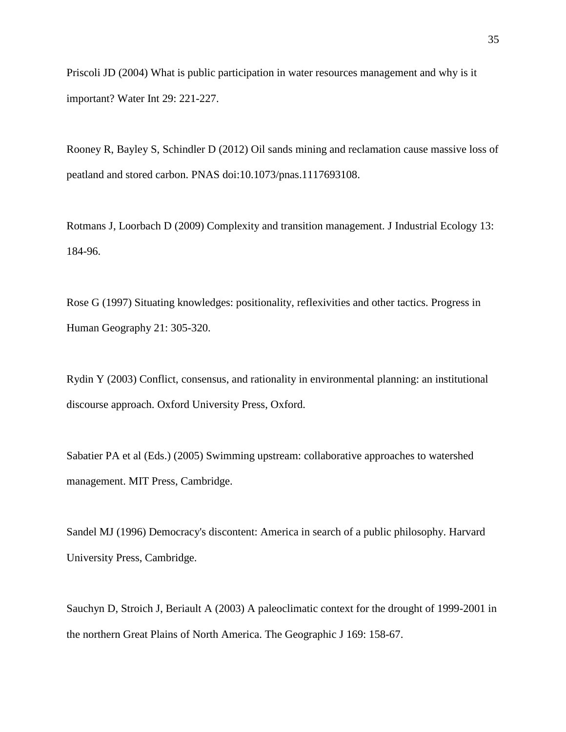Priscoli JD (2004) What is public participation in water resources management and why is it important? Water Int 29: 221-227.

Rooney R, Bayley S, Schindler D (2012) Oil sands mining and reclamation cause massive loss of peatland and stored carbon. PNAS doi:10.1073/pnas.1117693108.

Rotmans J, Loorbach D (2009) Complexity and transition management. J Industrial Ecology 13: 184-96.

Rose G (1997) Situating knowledges: positionality, reflexivities and other tactics. Progress in Human Geography 21: 305-320.

Rydin Y (2003) Conflict, consensus, and rationality in environmental planning: an institutional discourse approach. Oxford University Press, Oxford.

Sabatier PA et al (Eds.) (2005) Swimming upstream: collaborative approaches to watershed management. MIT Press, Cambridge.

Sandel MJ (1996) Democracy's discontent: America in search of a public philosophy. Harvard University Press, Cambridge.

Sauchyn D, Stroich J, Beriault A (2003) A paleoclimatic context for the drought of 1999-2001 in the northern Great Plains of North America. The Geographic J 169: 158-67.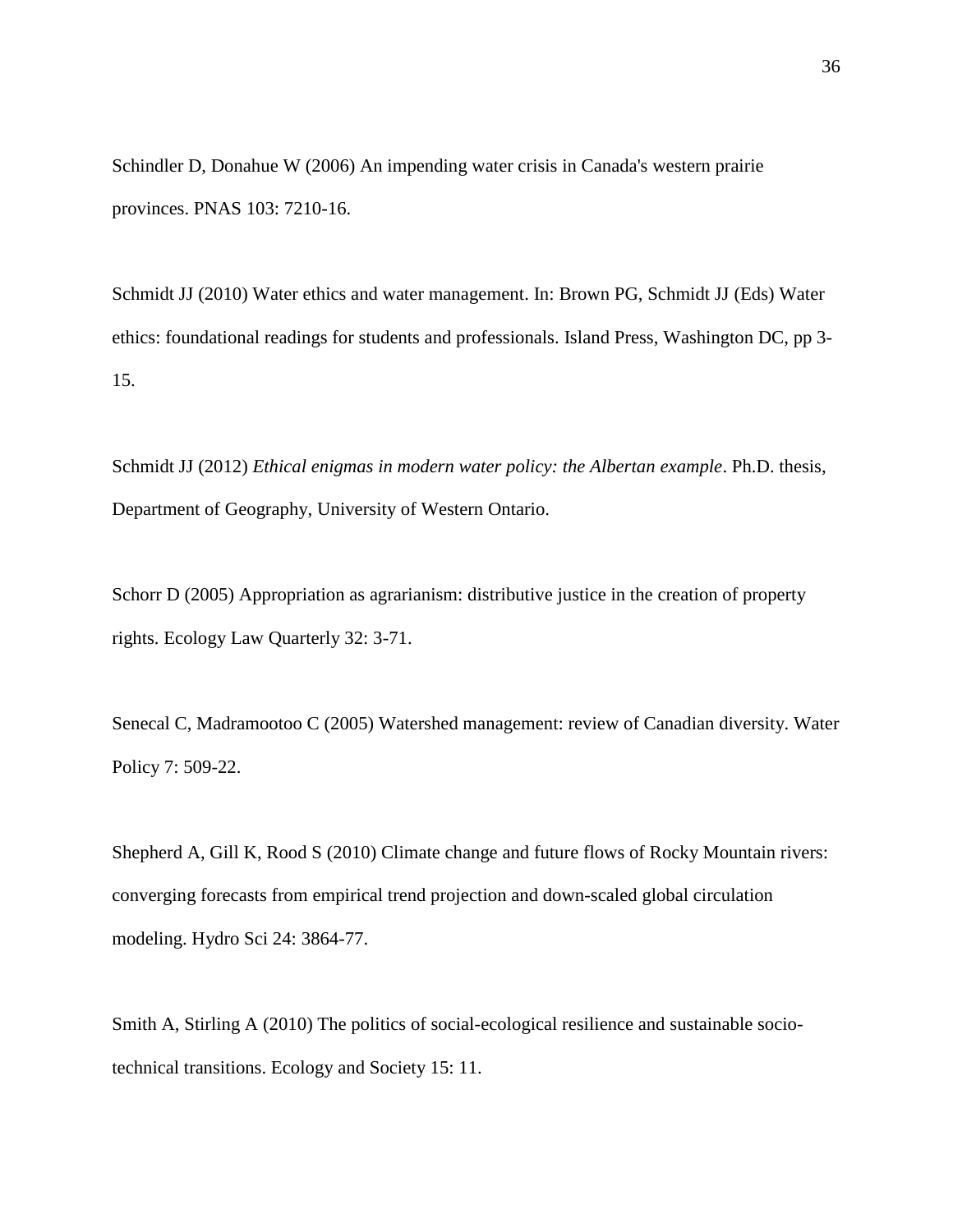Schindler D, Donahue W (2006) An impending water crisis in Canada's western prairie provinces. PNAS 103: 7210-16.

Schmidt JJ (2010) Water ethics and water management. In: Brown PG, Schmidt JJ (Eds) Water ethics: foundational readings for students and professionals. Island Press, Washington DC, pp 3-15.

Schmidt JJ (2012) *Ethical enigmas in modern water policy: the Albertan example*. Ph.D. thesis, Department of Geography, University of Western Ontario.

Schorr D (2005) Appropriation as agrarianism: distributive justice in the creation of property rights. Ecology Law Quarterly 32: 3-71.

Senecal C, Madramootoo C (2005) Watershed management: review of Canadian diversity. Water Policy 7: 509-22.

Shepherd A, Gill K, Rood S (2010) Climate change and future flows of Rocky Mountain rivers: converging forecasts from empirical trend projection and down-scaled global circulation modeling. Hydro Sci 24: 3864-77.

Smith A, Stirling A (2010) The politics of social-ecological resilience and sustainable socio-technical transitions. Ecology and Society 15: 11.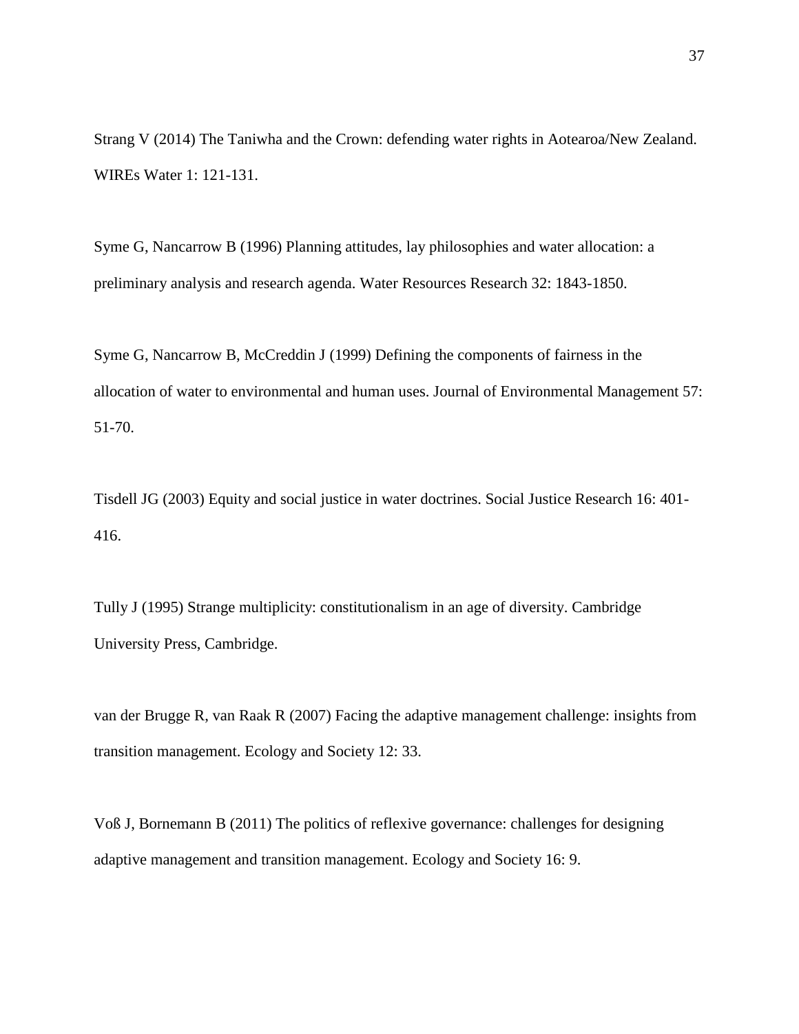Strang V (2014) The Taniwha and the Crown: defending water rights in Aotearoa/New Zealand. WIREs Water 1: 121-131.

Syme G, Nancarrow B (1996) Planning attitudes, lay philosophies and water allocation: a preliminary analysis and research agenda. Water Resources Research 32: 1843-1850.

Syme G, Nancarrow B, McCreddin J (1999) Defining the components of fairness in the allocation of water to environmental and human uses. Journal of Environmental Management 57: 51-70.

Tisdell JG (2003) Equity and social justice in water doctrines. Social Justice Research 16: 401-416.

Tully J (1995) Strange multiplicity: constitutionalism in an age of diversity. Cambridge University Press, Cambridge.

van der Brugge R, van Raak R (2007) Facing the adaptive management challenge: insights from transition management. Ecology and Society 12: 33.

Voß J, Bornemann B (2011) The politics of reflexive governance: challenges for designing adaptive management and transition management. Ecology and Society 16: 9.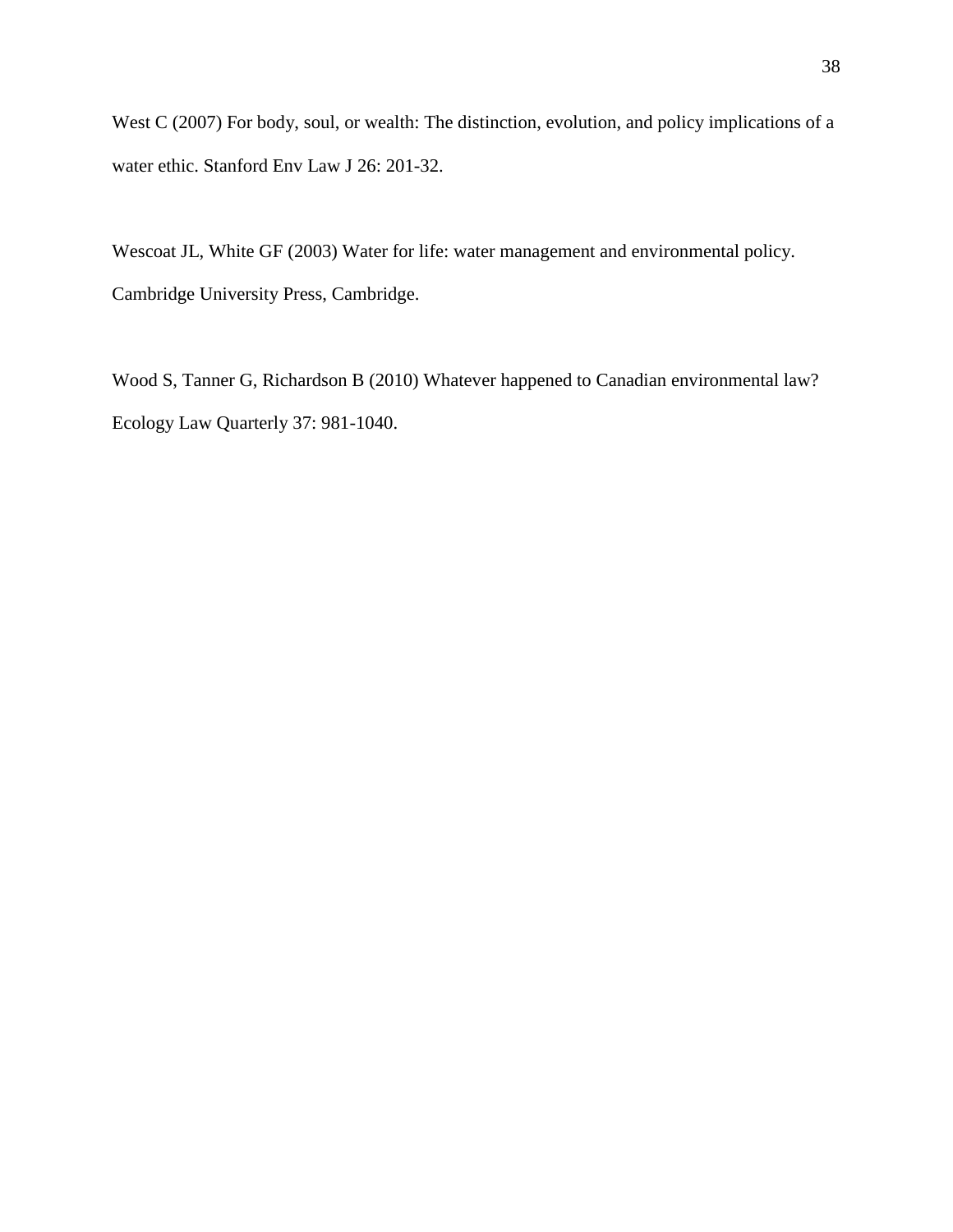West C (2007) For body, soul, or wealth: The distinction, evolution, and policy implications of a water ethic. Stanford Env Law J 26: 201-32.

Wescoat JL, White GF (2003) Water for life: water management and environmental policy. Cambridge University Press, Cambridge.

Wood S, Tanner G, Richardson B (2010) Whatever happened to Canadian environmental law? Ecology Law Quarterly 37: 981-1040.